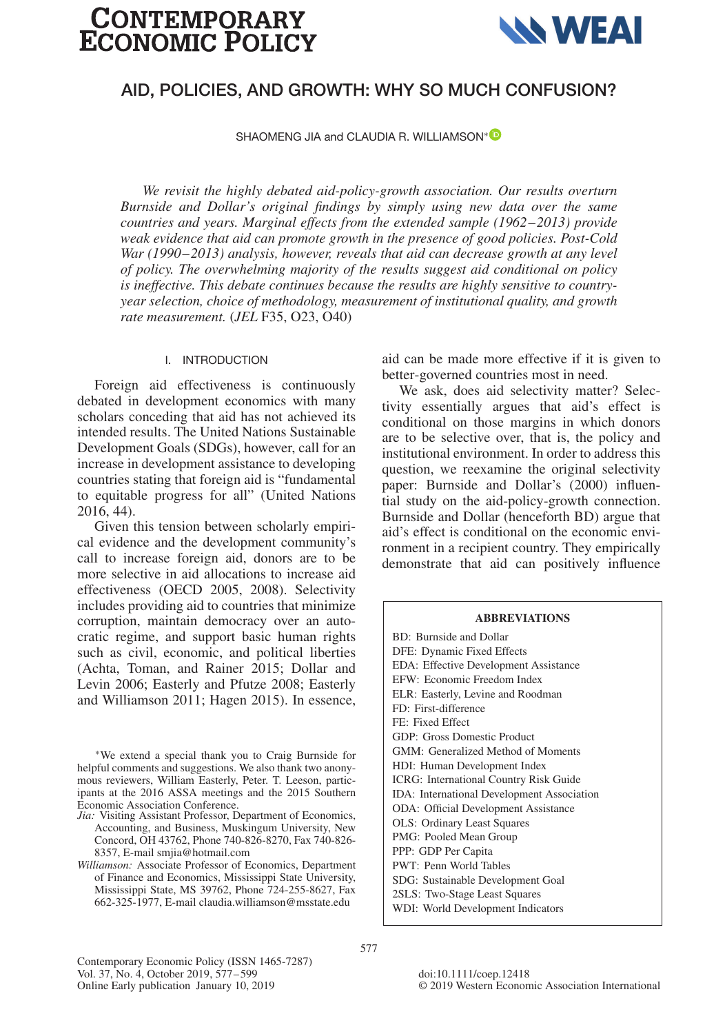# AID, POLICIES, AND GROWTH: WHY SO MUCH CONFUSION?

SHAOMENG JIA and CLAUDIA R. WILLIAMSON*

*We revisit the highly debated aid-policy-growth association. Our results overturn Burnside and Dollar's original findings by simply using new data over the same countries and years. Marginal effects from the extended sample (1962–2013) provide weak evidence that aid can promote growth in the presence of good policies. Post-Cold War (1990–2013) analysis, however, reveals that aid can decrease growth at any level of policy. The overwhelming majority of the results suggest aid conditional on policy is ineffective. This debate continues because the results are highly sensitive to country-year selection, choice of methodology, measurement of institutional quality, and growth rate measurement.* (*JEL* F35, O23, O40)

## I. INTRODUCTION

Foreign aid effectiveness is continuously debated in development economics with many scholars conceding that aid has not achieved its intended results. The United Nations Sustainable Development Goals (SDGs), however, call for an increase in development assistance to developing countries stating that foreign aid is "fundamental to equitable progress for all" (United Nations 2016, 44).

Given this tension between scholarly empirical evidence and the development community's call to increase foreign aid, donors are to be more selective in aid allocations to increase aid effectiveness (OECD 2005, 2008). Selectivity includes providing aid to countries that minimize corruption, maintain democracy over an autocratic regime, and support basic human rights such as civil, economic, and political liberties (Achta, Toman, and Rainer 2015; Dollar and Levin 2006; Easterly and Pfutze 2008; Easterly and Williamson 2011; Hagen 2015). In essence, aid can be made more effective if it is given to better-governed countries most in need.

We ask, does aid selectivity matter? Selectivity essentially argues that aid's effect is conditional on those margins in which donors are to be selective over, that is, the policy and institutional environment. In order to address this question, we reexamine the original selectivity paper: Burnside and Dollar's (2000) influential study on the aid-policy-growth connection. Burnside and Dollar (henceforth BD) argue that aid's effect is conditional on the economic environment in a recipient country. They empirically demonstrate that aid can positively influence

**ABBREVIATIONS**

BD: Burnside and Dollar
DFE: Dynamic Fixed Effects
EDA: Effective Development Assistance
EFW: Economic Freedom Index
ELR: Easterly, Levine and Roodman
FD: First-difference
FE: Fixed Effect
GDP: Gross Domestic Product
GMM: Generalized Method of Moments
HDI: Human Development Index
ICRG: International Country Risk Guide
IDA: International Development Association
ODA: Official Development Assistance
OLS: Ordinary Least Squares
PMG: Pooled Mean Group
PPP: GDP Per Capita
PWT: Penn World Tables
SDG: Sustainable Development Goal
2SLS: Two-Stage Least Squares
WDI: World Development Indicators

*We extend a special thank you to Craig Burnside for helpful comments and suggestions. We also thank two anonymous reviewers, William Easterly, Peter. T. Leeson, participants at the 2016 ASSA meetings and the 2015 Southern Economic Association Conference.

*Jia:* Visiting Assistant Professor, Department of Economics, Accounting, and Business, Muskingum University, New Concord, OH 43762, Phone 740-826-8270, Fax 740-826-8357, E-mail smjia@hotmail.com

*Williamson:* Associate Professor of Economics, Department of Finance and Economics, Mississippi State University, Mississippi State, MS 39762, Phone 724-255-8627, Fax 662-325-1977, E-mail claudia.williamson@msstate.edu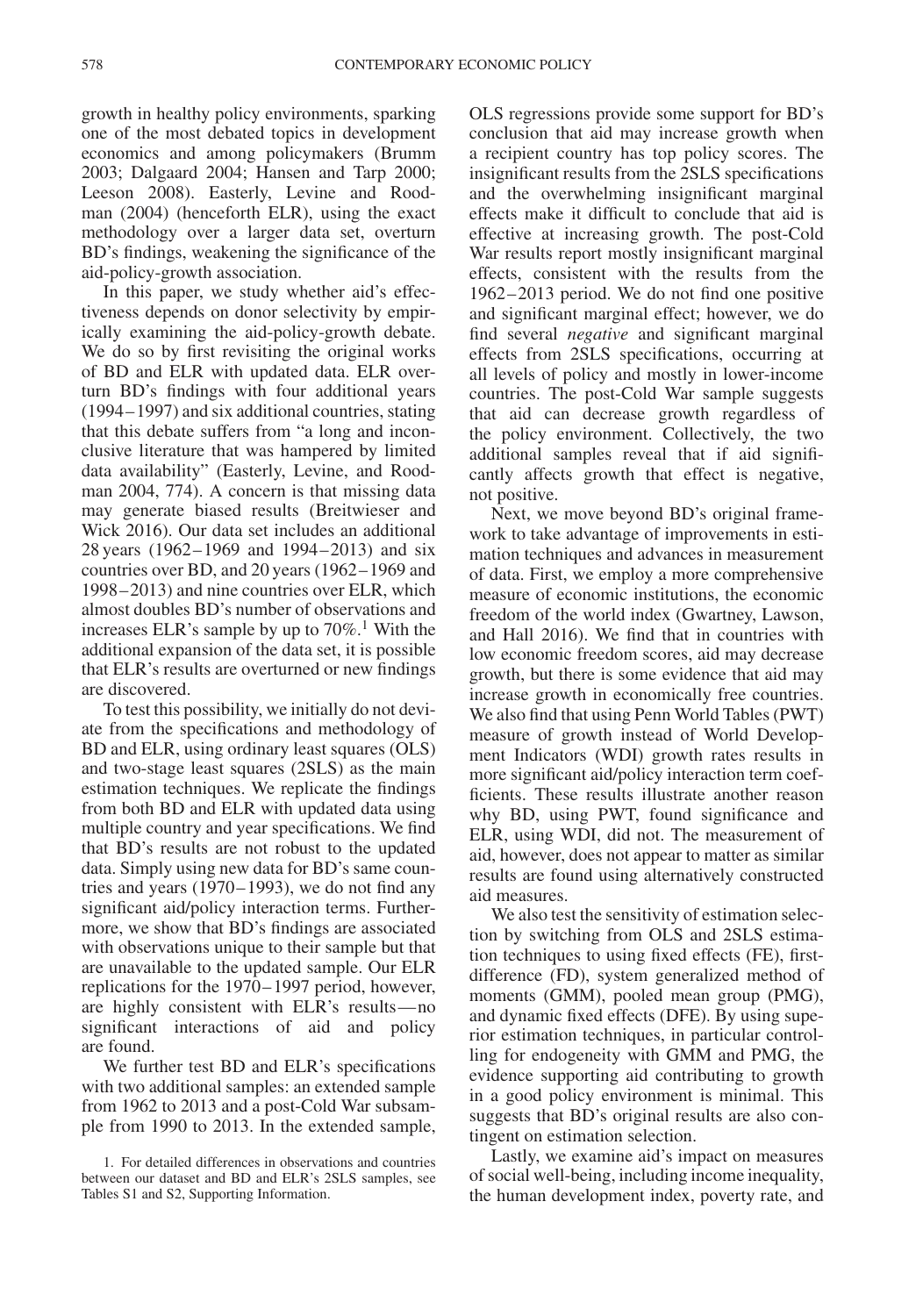growth in healthy policy environments, sparking one of the most debated topics in development economics and among policymakers (Brumm 2003; Dalgaard 2004; Hansen and Tarp 2000; Leeson 2008). Easterly, Levine and Roodman (2004) (henceforth ELR), using the exact methodology over a larger data set, overturn BD's findings, weakening the significance of the aid-policy-growth association.

In this paper, we study whether aid's effectiveness depends on donor selectivity by empirically examining the aid-policy-growth debate. We do so by first revisiting the original works of BD and ELR with updated data. ELR overturn BD's findings with four additional years (1994–1997) and six additional countries, stating that this debate suffers from "a long and inconclusive literature that was hampered by limited data availability" (Easterly, Levine, and Roodman 2004, 774). A concern is that missing data may generate biased results (Breitwieser and Wick 2016). Our data set includes an additional 28 years (1962–1969 and 1994–2013) and six countries over BD, and 20 years (1962–1969 and 1998–2013) and nine countries over ELR, which almost doubles BD's number of observations and increases ELR's sample by up to 70%.[1] With the additional expansion of the data set, it is possible that ELR's results are overturned or new findings are discovered.

To test this possibility, we initially do not deviate from the specifications and methodology of BD and ELR, using ordinary least squares (OLS) and two-stage least squares (2SLS) as the main estimation techniques. We replicate the findings from both BD and ELR with updated data using multiple country and year specifications. We find that BD's results are not robust to the updated data. Simply using new data for BD's same countries and years (1970–1993), we do not find any significant aid/policy interaction terms. Furthermore, we show that BD's findings are associated with observations unique to their sample but that are unavailable to the updated sample. Our ELR replications for the 1970–1997 period, however, are highly consistent with ELR's results—no significant interactions of aid and policy are found.

We further test BD and ELR's specifications with two additional samples: an extended sample from 1962 to 2013 and a post-Cold War subsample from 1990 to 2013. In the extended sample, OLS regressions provide some support for BD's conclusion that aid may increase growth when a recipient country has top policy scores. The insignificant results from the 2SLS specifications and the overwhelming insignificant marginal effects make it difficult to conclude that aid is effective at increasing growth. The post-Cold War results report mostly insignificant marginal effects, consistent with the results from the 1962–2013 period. We do not find one positive and significant marginal effect; however, we do find several *negative* and significant marginal effects from 2SLS specifications, occurring at all levels of policy and mostly in lower-income countries. The post-Cold War sample suggests that aid can decrease growth regardless of the policy environment. Collectively, the two additional samples reveal that if aid significantly affects growth that effect is negative, not positive.

Next, we move beyond BD's original framework to take advantage of improvements in estimation techniques and advances in measurement of data. First, we employ a more comprehensive measure of economic institutions, the economic freedom of the world index (Gwartney, Lawson, and Hall 2016). We find that in countries with low economic freedom scores, aid may decrease growth, but there is some evidence that aid may increase growth in economically free countries. We also find that using Penn World Tables (PWT) measure of growth instead of World Development Indicators (WDI) growth rates results in more significant aid/policy interaction term coefficients. These results illustrate another reason why BD, using PWT, found significance and ELR, using WDI, did not. The measurement of aid, however, does not appear to matter as similar results are found using alternatively constructed aid measures.

We also test the sensitivity of estimation selection by switching from OLS and 2SLS estimation techniques to using fixed effects (FE), first-difference (FD), system generalized method of moments (GMM), pooled mean group (PMG), and dynamic fixed effects (DFE). By using superior estimation techniques, in particular controlling for endogeneity with GMM and PMG, the evidence supporting aid contributing to growth in a good policy environment is minimal. This suggests that BD's original results are also contingent on estimation selection.

Lastly, we examine aid's impact on measures of social well-being, including income inequality, the human development index, poverty rate, and

1. For detailed differences in observations and countries between our dataset and BD and ELR's 2SLS samples, see Tables S1 and S2, Supporting Information.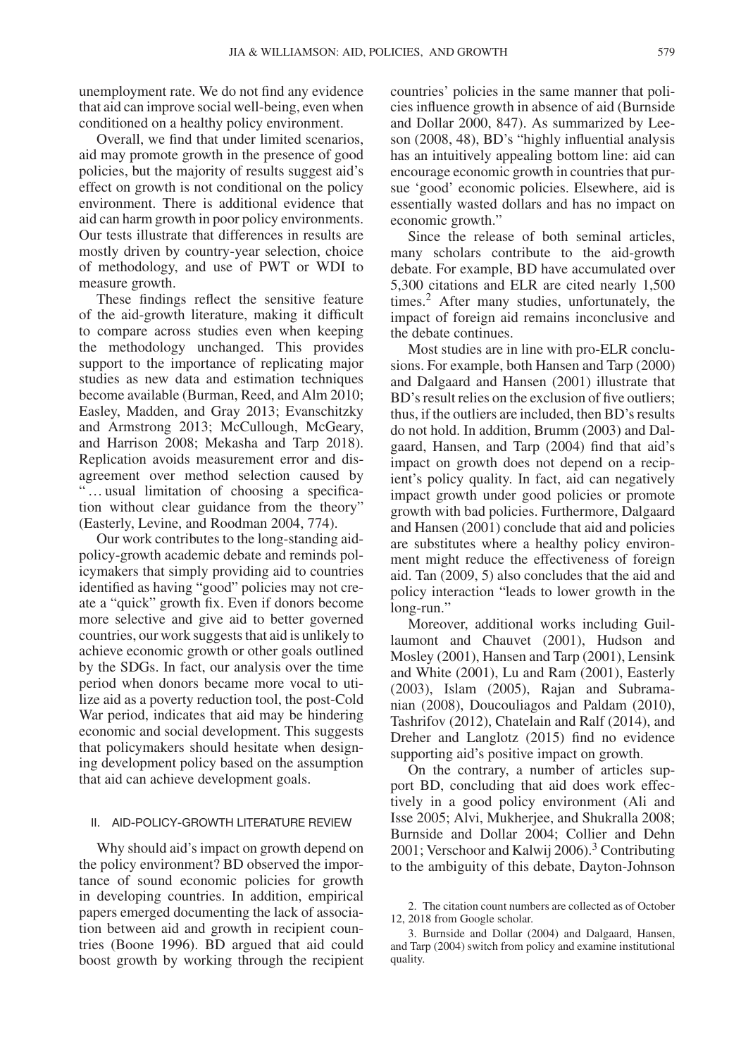unemployment rate. We do not find any evidence that aid can improve social well-being, even when conditioned on a healthy policy environment.

Overall, we find that under limited scenarios, aid may promote growth in the presence of good policies, but the majority of results suggest aid's effect on growth is not conditional on the policy environment. There is additional evidence that aid can harm growth in poor policy environments. Our tests illustrate that differences in results are mostly driven by country-year selection, choice of methodology, and use of PWT or WDI to measure growth.

These findings reflect the sensitive feature of the aid-growth literature, making it difficult to compare across studies even when keeping the methodology unchanged. This provides support to the importance of replicating major studies as new data and estimation techniques become available (Burman, Reed, and Alm 2010; Easley, Madden, and Gray 2013; Evanschitzky and Armstrong 2013; McCullough, McGeary, and Harrison 2008; Mekasha and Tarp 2018). Replication avoids measurement error and disagreement over method selection caused by "… usual limitation of choosing a specification without clear guidance from the theory" (Easterly, Levine, and Roodman 2004, 774).

Our work contributes to the long-standing aid-policy-growth academic debate and reminds policymakers that simply providing aid to countries identified as having "good" policies may not create a "quick" growth fix. Even if donors become more selective and give aid to better governed countries, our work suggests that aid is unlikely to achieve economic growth or other goals outlined by the SDGs. In fact, our analysis over the time period when donors became more vocal to utilize aid as a poverty reduction tool, the post-Cold War period, indicates that aid may be hindering economic and social development. This suggests that policymakers should hesitate when designing development policy based on the assumption that aid can achieve development goals.

## II. AID-POLICY-GROWTH LITERATURE REVIEW

Why should aid's impact on growth depend on the policy environment? BD observed the importance of sound economic policies for growth in developing countries. In addition, empirical papers emerged documenting the lack of association between aid and growth in recipient countries (Boone 1996). BD argued that aid could boost growth by working through the recipient countries' policies in the same manner that policies influence growth in absence of aid (Burnside and Dollar 2000, 847). As summarized by Leeson (2008, 48), BD's "highly influential analysis has an intuitively appealing bottom line: aid can encourage economic growth in countries that pursue 'good' economic policies. Elsewhere, aid is essentially wasted dollars and has no impact on economic growth."

Since the release of both seminal articles, many scholars contribute to the aid-growth debate. For example, BD have accumulated over 5,300 citations and ELR are cited nearly 1,500 times.[2] After many studies, unfortunately, the impact of foreign aid remains inconclusive and the debate continues.

Most studies are in line with pro-ELR conclusions. For example, both Hansen and Tarp (2000) and Dalgaard and Hansen (2001) illustrate that BD's result relies on the exclusion of five outliers; thus, if the outliers are included, then BD's results do not hold. In addition, Brumm (2003) and Dalgaard, Hansen, and Tarp (2004) find that aid's impact on growth does not depend on a recipient's policy quality. In fact, aid can negatively impact growth under good policies or promote growth with bad policies. Furthermore, Dalgaard and Hansen (2001) conclude that aid and policies are substitutes where a healthy policy environment might reduce the effectiveness of foreign aid. Tan (2009, 5) also concludes that the aid and policy interaction "leads to lower growth in the long-run."

Moreover, additional works including Guillaumont and Chauvet (2001), Hudson and Mosley (2001), Hansen and Tarp (2001), Lensink and White (2001), Lu and Ram (2001), Easterly (2003), Islam (2005), Rajan and Subramanian (2008), Doucouliagos and Paldam (2010), Tashrifov (2012), Chatelain and Ralf (2014), and Dreher and Langlotz (2015) find no evidence supporting aid's positive impact on growth.

On the contrary, a number of articles support BD, concluding that aid does work effectively in a good policy environment (Ali and Isse 2005; Alvi, Mukherjee, and Shukralla 2008; Burnside and Dollar 2004; Collier and Dehn 2001; Verschoor and Kalwij 2006).[3] Contributing to the ambiguity of this debate, Dayton-Johnson

2. The citation count numbers are collected as of October 12, 2018 from Google scholar.

3. Burnside and Dollar (2004) and Dalgaard, Hansen, and Tarp (2004) switch from policy and examine institutional quality.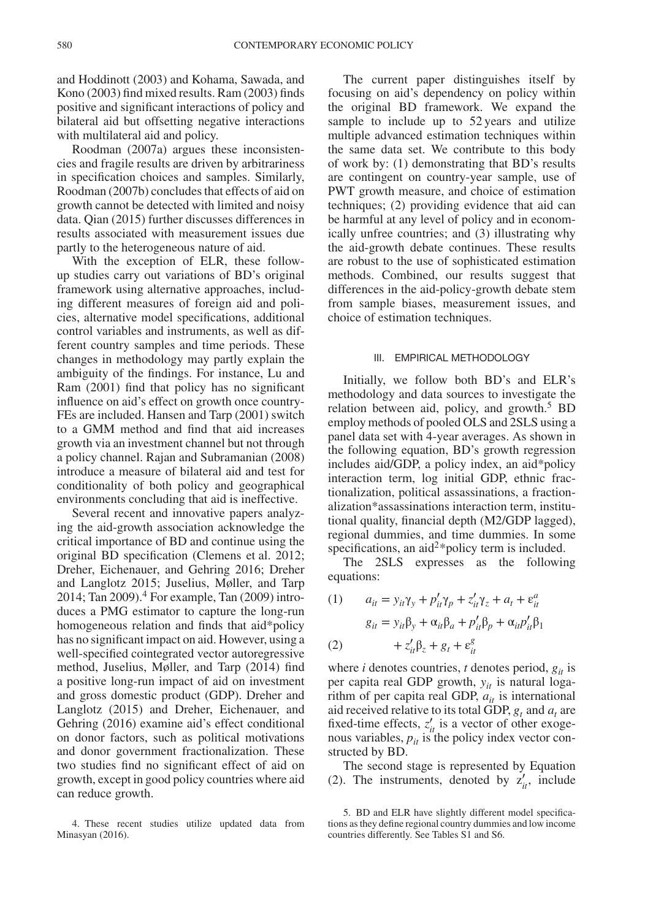and Hoddinott (2003) and Kohama, Sawada, and Kono (2003) find mixed results. Ram (2003) finds positive and significant interactions of policy and bilateral aid but offsetting negative interactions with multilateral aid and policy.

Roodman (2007a) argues these inconsistencies and fragile results are driven by arbitrariness in specification choices and samples. Similarly, Roodman (2007b) concludes that effects of aid on growth cannot be detected with limited and noisy data. Qian (2015) further discusses differences in results associated with measurement issues due partly to the heterogeneous nature of aid.

With the exception of ELR, these follow-up studies carry out variations of BD's original framework using alternative approaches, including different measures of foreign aid and policies, alternative model specifications, additional control variables and instruments, as well as different country samples and time periods. These changes in methodology may partly explain the ambiguity of the findings. For instance, Lu and Ram (2001) find that policy has no significant influence on aid's effect on growth once country-FEs are included. Hansen and Tarp (2001) switch to a GMM method and find that aid increases growth via an investment channel but not through a policy channel. Rajan and Subramanian (2008) introduce a measure of bilateral aid and test for conditionality of both policy and geographical environments concluding that aid is ineffective.

Several recent and innovative papers analyzing the aid-growth association acknowledge the critical importance of BD and continue using the original BD specification (Clemens et al. 2012; Dreher, Eichenauer, and Gehring 2016; Dreher and Langlotz 2015; Juselius, Møller, and Tarp 2014; Tan 2009).[4] For example, Tan (2009) introduces a PMG estimator to capture the long-run homogeneous relation and finds that aid*policy has no significant impact on aid. However, using a well-specified cointegrated vector autoregressive method, Juselius, Møller, and Tarp (2014) find a positive long-run impact of aid on investment and gross domestic product (GDP). Dreher and Langlotz (2015) and Dreher, Eichenauer, and Gehring (2016) examine aid's effect conditional on donor factors, such as political motivations and donor government fractionalization. These two studies find no significant effect of aid on growth, except in good policy countries where aid can reduce growth.

The current paper distinguishes itself by focusing on aid's dependency on policy within the original BD framework. We expand the sample to include up to 52 years and utilize multiple advanced estimation techniques within the same data set. We contribute to this body of work by: (1) demonstrating that BD's results are contingent on country-year sample, use of PWT growth measure, and choice of estimation techniques; (2) providing evidence that aid can be harmful at any level of policy and in economically unfree countries; and (3) illustrating why the aid-growth debate continues. These results are robust to the use of sophisticated estimation methods. Combined, our results suggest that differences in the aid-policy-growth debate stem from sample biases, measurement issues, and choice of estimation techniques.

## III. EMPIRICAL METHODOLOGY

Initially, we follow both BD's and ELR's methodology and data sources to investigate the relation between aid, policy, and growth.[5] BD employ methods of pooled OLS and 2SLS using a panel data set with 4-year averages. As shown in the following equation, BD's growth regression includes aid/GDP, a policy index, an aid*policy interaction term, log initial GDP, ethnic fractionalization, political assassinations, a fractionalization*assassinations interaction term, institutional quality, financial depth (M2/GDP lagged), regional dummies, and time dummies. In some specifications, an aid$^2$*policy term is included.

The 2SLS expresses as the following equations:

$$(1) \qquad a_{it} = y_{it}\gamma_y + p'_{it}\gamma_p + z'_{it}\gamma_z + a_t + \varepsilon^a_{it}$$

$$(2) \qquad g_{it} = y_{it}\beta_y + \alpha_{it}\beta_a + p'_{it}\beta_p + \alpha_{it}p'_{it}\beta_1 + z'_{it}\beta_z + g_t + \varepsilon^g_{it}$$

where $i$ denotes countries, $t$ denotes period, $g_{it}$ is per capita real GDP growth, $y_{it}$ is natural logarithm of per capita real GDP, $a_{it}$ is international aid received relative to its total GDP, $g_t$ and $a_t$ are fixed-time effects, $z'_{it}$ is a vector of other exogenous variables, $p_{it}$ is the policy index vector constructed by BD.

The second stage is represented by Equation (2). The instruments, denoted by $z'_{it}$, include

4. These recent studies utilize updated data from Minasyan (2016).

5. BD and ELR have slightly different model specifications as they define regional country dummies and low income countries differently. See Tables S1 and S6.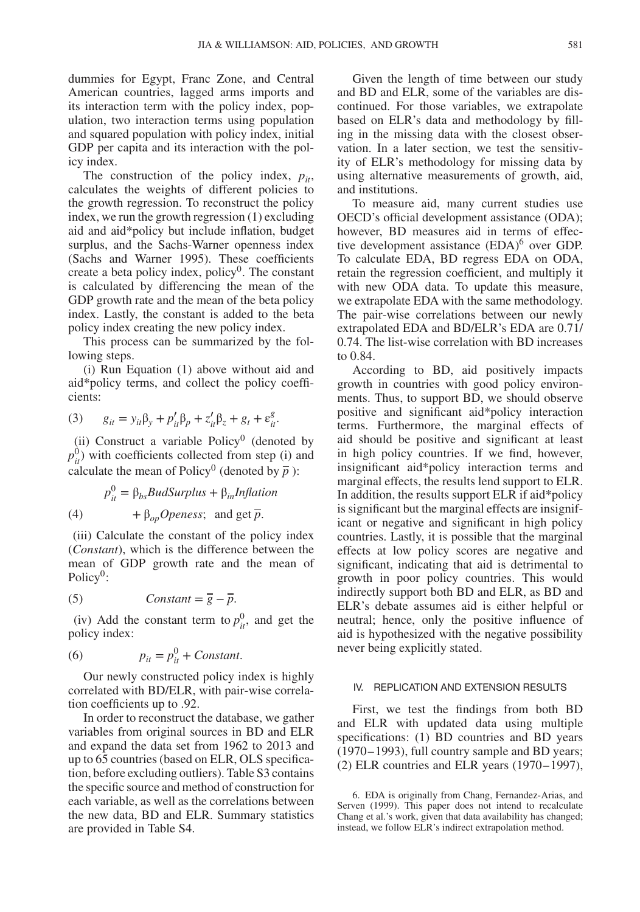dummies for Egypt, Franc Zone, and Central American countries, lagged arms imports and its interaction term with the policy index, population, two interaction terms using population and squared population with policy index, initial GDP per capita and its interaction with the policy index.

The construction of the policy index, $p_{it}$, calculates the weights of different policies to the growth regression. To reconstruct the policy index, we run the growth regression (1) excluding aid and aid*policy but include inflation, budget surplus, and the Sachs-Warner openness index (Sachs and Warner 1995). These coefficients create a beta policy index, policy$^0$. The constant is calculated by differencing the mean of the GDP growth rate and the mean of the beta policy index. Lastly, the constant is added to the beta policy index creating the new policy index.

This process can be summarized by the following steps.

(i) Run Equation (1) above without aid and aid*policy terms, and collect the policy coefficients:

$$(3) \qquad g_{it} = y_{it}\beta_y + p'_{it}\beta_p + z'_{it}\beta_z + g_t + \varepsilon^g_{it}.$$

(ii) Construct a variable Policy$^0$ (denoted by $p^0_{it}$) with coefficients collected from step (i) and calculate the mean of Policy$^0$ (denoted by $\overline{p}$ ):

$$(4) \qquad p^0_{it} = \beta_{bs}BudSurplus + \beta_{in}Inflation + \beta_{op}Openess; \text{ and get } \overline{p}.$$

(iii) Calculate the constant of the policy index (*Constant*), which is the difference between the mean of GDP growth rate and the mean of Policy$^0$:

$$(5) \qquad Constant = \overline{g} - \overline{p}.$$

(iv) Add the constant term to $p^0_{it}$, and get the policy index:

$$(6) \qquad p_{it} = p^0_{it} + Constant.$$

Our newly constructed policy index is highly correlated with BD/ELR, with pair-wise correlation coefficients up to .92.

In order to reconstruct the database, we gather variables from original sources in BD and ELR and expand the data set from 1962 to 2013 and up to 65 countries (based on ELR, OLS specification, before excluding outliers). Table S3 contains the specific source and method of construction for each variable, as well as the correlations between the new data, BD and ELR. Summary statistics are provided in Table S4.

Given the length of time between our study and BD and ELR, some of the variables are discontinued. For those variables, we extrapolate based on ELR's data and methodology by filling in the missing data with the closest observation. In a later section, we test the sensitivity of ELR's methodology for missing data by using alternative measurements of growth, aid, and institutions.

To measure aid, many current studies use OECD's official development assistance (ODA); however, BD measures aid in terms of effective development assistance (EDA)[6] over GDP. To calculate EDA, BD regress EDA on ODA, retain the regression coefficient, and multiply it with new ODA data. To update this measure, we extrapolate EDA with the same methodology. The pair-wise correlations between our newly extrapolated EDA and BD/ELR's EDA are 0.71/0.74. The list-wise correlation with BD increases to 0.84.

According to BD, aid positively impacts growth in countries with good policy environments. Thus, to support BD, we should observe positive and significant aid*policy interaction terms. Furthermore, the marginal effects of aid should be positive and significant at least in high policy countries. If we find, however, insignificant aid*policy interaction terms and marginal effects, the results lend support to ELR. In addition, the results support ELR if aid*policy is significant but the marginal effects are insignificant or negative and significant in high policy countries. Lastly, it is possible that the marginal effects at low policy scores are negative and significant, indicating that aid is detrimental to growth in poor policy countries. This would indirectly support both BD and ELR, as BD and ELR's debate assumes aid is either helpful or neutral; hence, only the positive influence of aid is hypothesized with the negative possibility never being explicitly stated.

## IV. REPLICATION AND EXTENSION RESULTS

First, we test the findings from both BD and ELR with updated data using multiple specifications: (1) BD countries and BD years (1970–1993), full country sample and BD years; (2) ELR countries and ELR years (1970–1997),

6. EDA is originally from Chang, Fernandez-Arias, and Serven (1999). This paper does not intend to recalculate Chang et al.'s work, given that data availability has changed; instead, we follow ELR's indirect extrapolation method.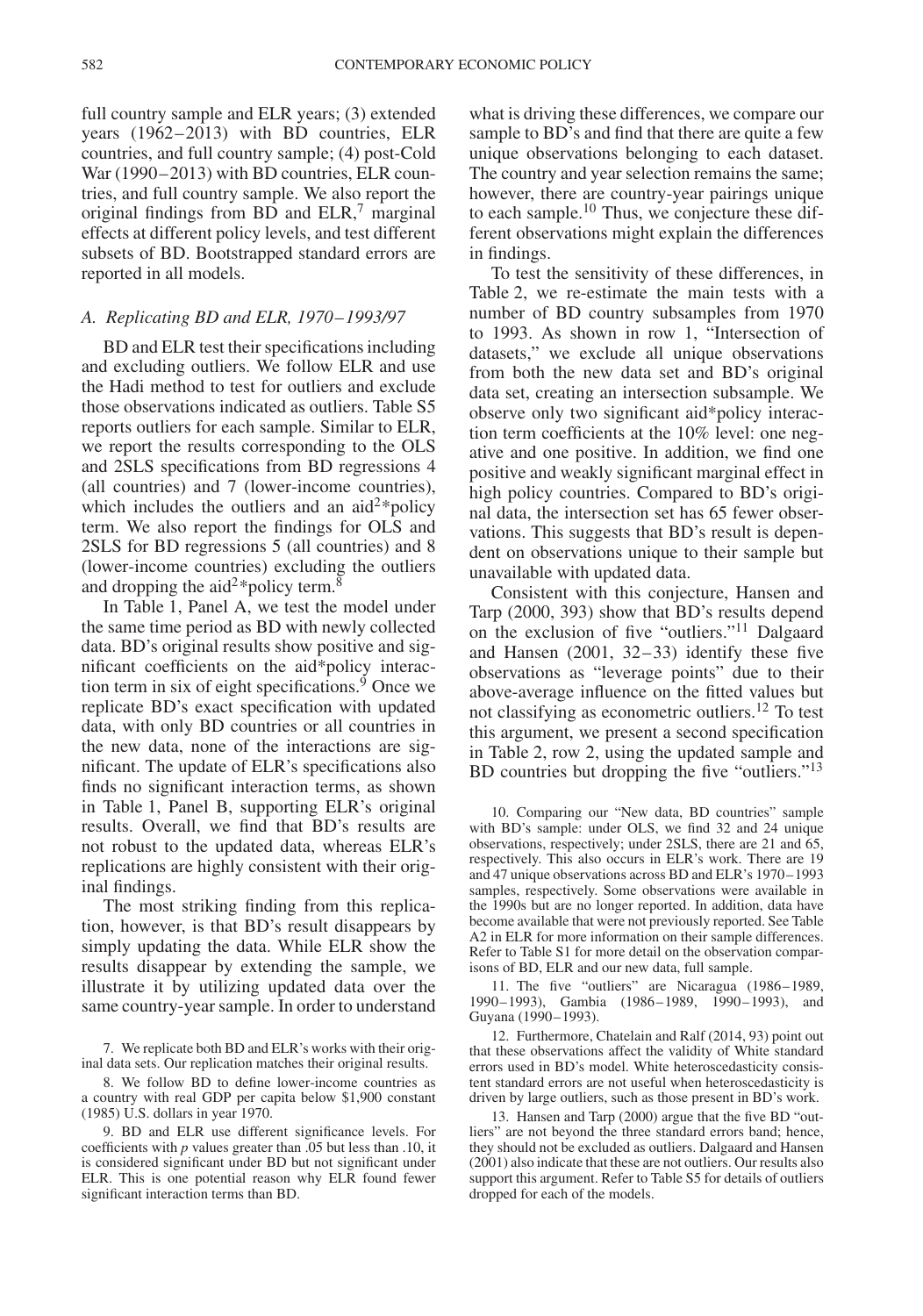full country sample and ELR years; (3) extended years (1962–2013) with BD countries, ELR countries, and full country sample; (4) post-Cold War (1990–2013) with BD countries, ELR countries, and full country sample. We also report the original findings from BD and ELR,[7] marginal effects at different policy levels, and test different subsets of BD. Bootstrapped standard errors are reported in all models.

### *A. Replicating BD and ELR, 1970–1993/97*

BD and ELR test their specifications including and excluding outliers. We follow ELR and use the Hadi method to test for outliers and exclude those observations indicated as outliers. Table S5 reports outliers for each sample. Similar to ELR, we report the results corresponding to the OLS and 2SLS specifications from BD regressions 4 (all countries) and 7 (lower-income countries), which includes the outliers and an aid$^2$*policy term. We also report the findings for OLS and 2SLS for BD regressions 5 (all countries) and 8 (lower-income countries) excluding the outliers and dropping the aid$^2$*policy term.[8]

In Table 1, Panel A, we test the model under the same time period as BD with newly collected data. BD's original results show positive and significant coefficients on the aid*policy interaction term in six of eight specifications.[9] Once we replicate BD's exact specification with updated data, with only BD countries or all countries in the new data, none of the interactions are significant. The update of ELR's specifications also finds no significant interaction terms, as shown in Table 1, Panel B, supporting ELR's original results. Overall, we find that BD's results are not robust to the updated data, whereas ELR's replications are highly consistent with their original findings.

The most striking finding from this replication, however, is that BD's result disappears by simply updating the data. While ELR show the results disappear by extending the sample, we illustrate it by utilizing updated data over the same country-year sample. In order to understand what is driving these differences, we compare our sample to BD's and find that there are quite a few unique observations belonging to each dataset. The country and year selection remains the same; however, there are country-year pairings unique to each sample.[10] Thus, we conjecture these different observations might explain the differences in findings.

To test the sensitivity of these differences, in Table 2, we re-estimate the main tests with a number of BD country subsamples from 1970 to 1993. As shown in row 1, "Intersection of datasets," we exclude all unique observations from both the new data set and BD's original data set, creating an intersection subsample. We observe only two significant aid*policy interaction term coefficients at the 10% level: one negative and one positive. In addition, we find one positive and weakly significant marginal effect in high policy countries. Compared to BD's original data, the intersection set has 65 fewer observations. This suggests that BD's result is dependent on observations unique to their sample but unavailable with updated data.

Consistent with this conjecture, Hansen and Tarp (2000, 393) show that BD's results depend on the exclusion of five "outliers."[11] Dalgaard and Hansen (2001, 32–33) identify these five observations as "leverage points" due to their above-average influence on the fitted values but not classifying as econometric outliers.[12] To test this argument, we present a second specification in Table 2, row 2, using the updated sample and BD countries but dropping the five "outliers."[13]

---

7. We replicate both BD and ELR's works with their original data sets. Our replication matches their original results.

8. We follow BD to define lower-income countries as a country with real GDP per capita below $1,900 constant (1985) U.S. dollars in year 1970.

9. BD and ELR use different significance levels. For coefficients with $p$ values greater than .05 but less than .10, it is considered significant under BD but not significant under ELR. This is one potential reason why ELR found fewer significant interaction terms than BD.

10. Comparing our "New data, BD countries" sample with BD's sample: under OLS, we find 32 and 24 unique observations, respectively; under 2SLS, there are 21 and 65, respectively. This also occurs in ELR's work. There are 19 and 47 unique observations across BD and ELR's 1970–1993 samples, respectively. Some observations were available in the 1990s but are no longer reported. In addition, data have become available that were not previously reported. See Table A2 in ELR for more information on their sample differences. Refer to Table S1 for more detail on the observation comparisons of BD, ELR and our new data, full sample.

11. The five "outliers" are Nicaragua (1986–1989, 1990–1993), Gambia (1986–1989, 1990–1993), and Guyana (1990–1993).

12. Furthermore, Chatelain and Ralf (2014, 93) point out that these observations affect the validity of White standard errors used in BD's model. White heteroscedasticity consistent standard errors are not useful when heteroscedasticity is driven by large outliers, such as those present in BD's work.

13. Hansen and Tarp (2000) argue that the five BD "outliers" are not beyond the three standard errors band; hence, they should not be excluded as outliers. Dalgaard and Hansen (2001) also indicate that these are not outliers. Our results also support this argument. Refer to Table S5 for details of outliers dropped for each of the models.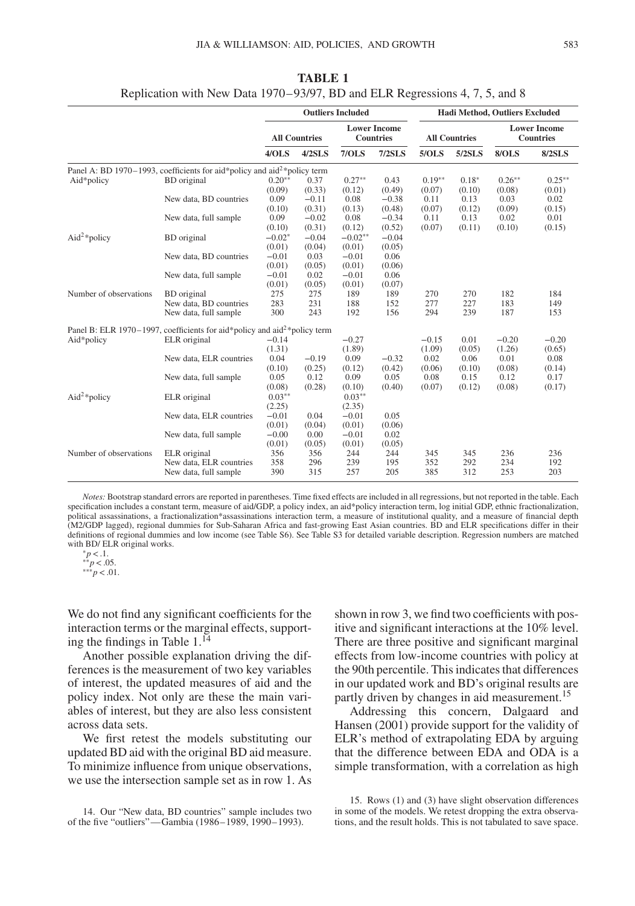**TABLE 1**

Replication with New Data 1970–93/97, BD and ELR Regressions 4, 7, 5, and 8

| | | Outliers Included | | | | Hadi Method, Outliers Excluded | | | |
|---|---|---|---|---|---|---|---|---|---|
| | | All Countries | | Lower Income Countries | | All Countries | | Lower Income Countries | |
| | | 4/OLS | 4/2SLS | 7/OLS | 7/2SLS | 5/OLS | 5/2SLS | 8/OLS | 8/2SLS |
| Panel A: BD 1970–1993, coefficients for aid*policy and aid$^2$*policy term | | | | | | | | | |
| Aid*policy | BD original | 0.20** | 0.37 | 0.27** | 0.43 | 0.19** | 0.18* | 0.26** | 0.25** |
| | | (0.09) | (0.33) | (0.12) | (0.49) | (0.07) | (0.10) | (0.08) | (0.01) |
| | New data, BD countries | 0.09 | −0.11 | 0.08 | −0.38 | 0.11 | 0.13 | 0.03 | 0.02 |
| | | (0.10) | (0.31) | (0.13) | (0.48) | (0.07) | (0.12) | (0.09) | (0.15) |
| | New data, full sample | 0.09 | −0.02 | 0.08 | −0.34 | 0.11 | 0.13 | 0.02 | 0.01 |
| | | (0.10) | (0.31) | (0.12) | (0.52) | (0.07) | (0.11) | (0.10) | (0.15) |
| Aid$^2$*policy | BD original | −0.02* | −0.04 | −0.02** | −0.04 | | | | |
| | | (0.01) | (0.04) | (0.01) | (0.05) | | | | |
| | New data, BD countries | −0.01 | 0.03 | −0.01 | 0.06 | | | | |
| | | (0.01) | (0.05) | (0.01) | (0.06) | | | | |
| | New data, full sample | −0.01 | 0.02 | −0.01 | 0.06 | | | | |
| | | (0.01) | (0.05) | (0.01) | (0.07) | | | | |
| Number of observations | BD original | 275 | 275 | 189 | 189 | 270 | 270 | 182 | 184 |
| | New data, BD countries | 283 | 231 | 188 | 152 | 277 | 227 | 183 | 149 |
| | New data, full sample | 300 | 243 | 192 | 156 | 294 | 239 | 187 | 153 |
| Panel B: ELR 1970–1997, coefficients for aid*policy and aid$^2$*policy term | | | | | | | | | |
| Aid*policy | ELR original | −0.14 | | −0.27 | | −0.15 | 0.01 | −0.20 | −0.20 |
| | | (1.31) | | (1.89) | | (1.09) | (0.05) | (1.26) | (0.65) |
| | New data, ELR countries | 0.04 | −0.19 | 0.09 | −0.32 | 0.02 | 0.06 | 0.01 | 0.08 |
| | | (0.10) | (0.25) | (0.12) | (0.42) | (0.06) | (0.10) | (0.08) | (0.14) |
| | New data, full sample | 0.05 | 0.12 | 0.09 | 0.05 | 0.08 | 0.15 | 0.12 | 0.17 |
| | | (0.08) | (0.28) | (0.10) | (0.40) | (0.07) | (0.12) | (0.08) | (0.17) |
| Aid$^2$*policy | ELR original | 0.03** | | 0.03** | | | | | |
| | | (2.25) | | (2.35) | | | | | |
| | New data, ELR countries | −0.01 | 0.04 | −0.01 | 0.05 | | | | |
| | | (0.01) | (0.04) | (0.01) | (0.06) | | | | |
| | New data, full sample | −0.00 | 0.00 | −0.01 | 0.02 | | | | |
| | | (0.01) | (0.05) | (0.01) | (0.05) | | | | |
| Number of observations | ELR original | 356 | 356 | 244 | 244 | 345 | 345 | 236 | 236 |
| | New data, ELR countries | 358 | 296 | 239 | 195 | 352 | 292 | 234 | 192 |
| | New data, full sample | 390 | 315 | 257 | 205 | 385 | 312 | 253 | 203 |

*Notes:* Bootstrap standard errors are reported in parentheses. Time fixed effects are included in all regressions, but not reported in the table. Each specification includes a constant term, measure of aid/GDP, a policy index, an aid*policy interaction term, log initial GDP, ethnic fractionalization, political assassinations, a fractionalization*assassinations interaction term, a measure of institutional quality, and a measure of financial depth (M2/GDP lagged), regional dummies for Sub-Saharan Africa and fast-growing East Asian countries. BD and ELR specifications differ in their definitions of regional dummies and low income (see Table S6). See Table S3 for detailed variable description. Regression numbers are matched with BD/ ELR original works.

*$p < .1$.
**$p < .05$.
***$p < .01$.

We do not find any significant coefficients for the interaction terms or the marginal effects, supporting the findings in Table 1.[14]

Another possible explanation driving the differences is the measurement of two key variables of interest, the updated measures of aid and the policy index. Not only are these the main variables of interest, but they are also less consistent across data sets.

We first retest the models substituting our updated BD aid with the original BD aid measure. To minimize influence from unique observations, we use the intersection sample set as in row 1. As shown in row 3, we find two coefficients with positive and significant interactions at the 10% level. There are three positive and significant marginal effects from low-income countries with policy at the 90th percentile. This indicates that differences in our updated work and BD's original results are partly driven by changes in aid measurement.[15]

Addressing this concern, Dalgaard and Hansen (2001) provide support for the validity of ELR's method of extrapolating EDA by arguing that the difference between EDA and ODA is a simple transformation, with a correlation as high

14. Our "New data, BD countries" sample includes two of the five "outliers"—Gambia (1986–1989, 1990–1993).

15. Rows (1) and (3) have slight observation differences in some of the models. We retest dropping the extra observations, and the result holds. This is not tabulated to save space.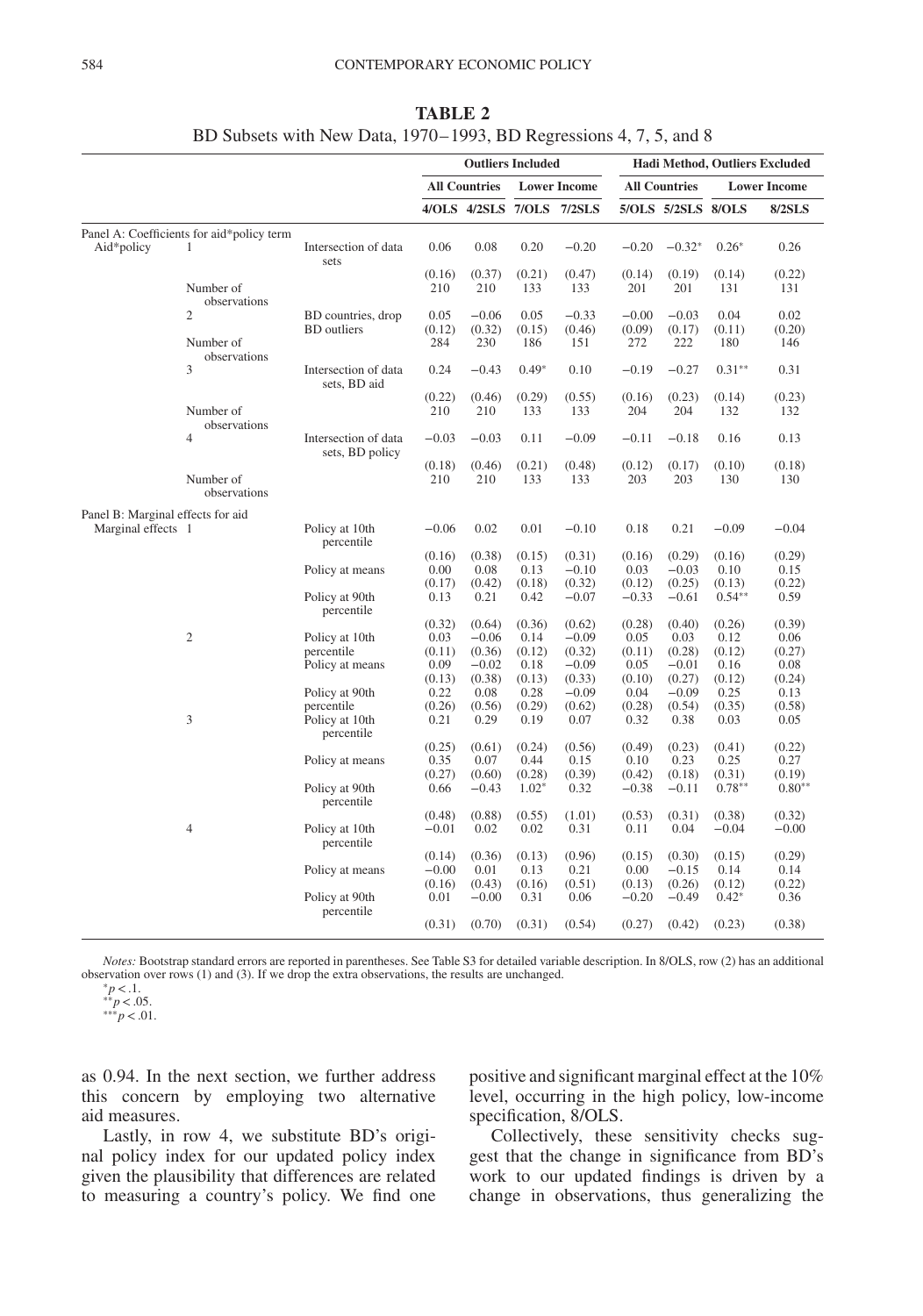**TABLE 2**

BD Subsets with New Data, 1970–1993, BD Regressions 4, 7, 5, and 8

| | | | Outliers Included | | | | Hadi Method, Outliers Excluded | | | |
|---|---|---|---|---|---|---|---|---|---|---|
| | | | All Countries | | Lower Income | | All Countries | | Lower Income | |
| | | | 4/OLS | 4/2SLS | 7/OLS | 7/2SLS | 5/OLS | 5/2SLS | 8/OLS | 8/2SLS |
| Panel A: Coefficients for aid*policy term | | | | | | | | | | |
| Aid*policy | 1 | Intersection of data sets | 0.06 | 0.08 | 0.20 | −0.20 | −0.20 | −0.32* | 0.26* | 0.26 |
| | | | (0.16) | (0.37) | (0.21) | (0.47) | (0.14) | (0.19) | (0.14) | (0.22) |
| | Number of observations | | 210 | 210 | 133 | 133 | 201 | 201 | 131 | 131 |
| | 2 | BD countries, drop BD outliers | 0.05 | −0.06 | 0.05 | −0.33 | −0.00 | −0.03 | 0.04 | 0.02 |
| | | | (0.12) | (0.32) | (0.15) | (0.46) | (0.09) | (0.17) | (0.11) | (0.20) |
| | Number of observations | | 284 | 230 | 186 | 151 | 272 | 222 | 180 | 146 |
| | 3 | Intersection of data sets, BD aid | 0.24 | −0.43 | 0.49* | 0.10 | −0.19 | −0.27 | 0.31** | 0.31 |
| | | | (0.22) | (0.46) | (0.29) | (0.55) | (0.16) | (0.23) | (0.14) | (0.23) |
| | Number of observations | | 210 | 210 | 133 | 133 | 204 | 204 | 132 | 132 |
| | 4 | Intersection of data sets, BD policy | −0.03 | −0.03 | 0.11 | −0.09 | −0.11 | −0.18 | 0.16 | 0.13 |
| | | | (0.18) | (0.46) | (0.21) | (0.48) | (0.12) | (0.17) | (0.10) | (0.18) |
| | Number of observations | | 210 | 210 | 133 | 133 | 203 | 203 | 130 | 130 |
| Panel B: Marginal effects for aid | | | | | | | | | | |
| Marginal effects | 1 | Policy at 10th percentile | −0.06 | 0.02 | 0.01 | −0.10 | 0.18 | 0.21 | −0.09 | −0.04 |
| | | | (0.16) | (0.38) | (0.15) | (0.31) | (0.16) | (0.29) | (0.16) | (0.29) |
| | | Policy at means | 0.00 | 0.08 | 0.13 | −0.10 | 0.03 | −0.03 | 0.10 | 0.15 |
| | | | (0.17) | (0.42) | (0.18) | (0.32) | (0.12) | (0.25) | (0.13) | (0.22) |
| | | Policy at 90th percentile | 0.13 | 0.21 | 0.42 | −0.07 | −0.33 | −0.61 | 0.54** | 0.59 |
| | | | (0.32) | (0.64) | (0.36) | (0.62) | (0.28) | (0.40) | (0.26) | (0.39) |
| | 2 | Policy at 10th percentile | 0.03 | −0.06 | 0.14 | −0.09 | 0.05 | 0.03 | 0.12 | 0.06 |
| | | | (0.11) | (0.36) | (0.12) | (0.32) | (0.11) | (0.28) | (0.12) | (0.27) |
| | | Policy at means | 0.09 | −0.02 | 0.18 | −0.09 | 0.05 | −0.01 | 0.16 | 0.08 |
| | | | (0.13) | (0.38) | (0.13) | (0.33) | (0.10) | (0.27) | (0.12) | (0.24) |
| | | Policy at 90th percentile | 0.22 | 0.08 | 0.28 | −0.09 | 0.04 | −0.09 | 0.25 | 0.13 |
| | | | (0.26) | (0.56) | (0.29) | (0.62) | (0.28) | (0.54) | (0.35) | (0.58) |
| | 3 | Policy at 10th percentile | 0.21 | 0.29 | 0.19 | 0.07 | 0.32 | 0.38 | 0.03 | 0.05 |
| | | | (0.25) | (0.61) | (0.24) | (0.56) | (0.49) | (0.23) | (0.41) | (0.22) |
| | | Policy at means | 0.35 | 0.07 | 0.44 | 0.15 | 0.10 | 0.23 | 0.25 | 0.27 |
| | | | (0.27) | (0.60) | (0.28) | (0.39) | (0.42) | (0.18) | (0.31) | (0.19) |
| | | Policy at 90th percentile | 0.66 | −0.43 | 1.02* | 0.32 | −0.38 | −0.11 | 0.78** | 0.80** |
| | | | (0.48) | (0.88) | (0.55) | (1.01) | (0.53) | (0.31) | (0.38) | (0.32) |
| | 4 | Policy at 10th percentile | −0.01 | 0.02 | 0.02 | 0.31 | 0.11 | 0.04 | −0.04 | −0.00 |
| | | | (0.14) | (0.36) | (0.13) | (0.96) | (0.15) | (0.30) | (0.15) | (0.29) |
| | | Policy at means | −0.00 | 0.01 | 0.13 | 0.21 | 0.00 | −0.15 | 0.14 | 0.14 |
| | | | (0.16) | (0.43) | (0.16) | (0.51) | (0.13) | (0.26) | (0.12) | (0.22) |
| | | Policy at 90th percentile | 0.01 | −0.00 | 0.31 | 0.06 | −0.20 | −0.49 | 0.42* | 0.36 |
| | | | (0.31) | (0.70) | (0.31) | (0.54) | (0.27) | (0.42) | (0.23) | (0.38) |

*Notes:* Bootstrap standard errors are reported in parentheses. See Table S3 for detailed variable description. In 8/OLS, row (2) has an additional observation over rows (1) and (3). If we drop the extra observations, the results are unchanged.

*$p < .1$.
**$p < .05$.
***$p < .01$.

as 0.94. In the next section, we further address this concern by employing two alternative aid measures.

Lastly, in row 4, we substitute BD's original policy index for our updated policy index given the plausibility that differences are related to measuring a country's policy. We find one positive and significant marginal effect at the 10% level, occurring in the high policy, low-income specification, 8/OLS.

Collectively, these sensitivity checks suggest that the change in significance from BD's work to our updated findings is driven by a change in observations, thus generalizing the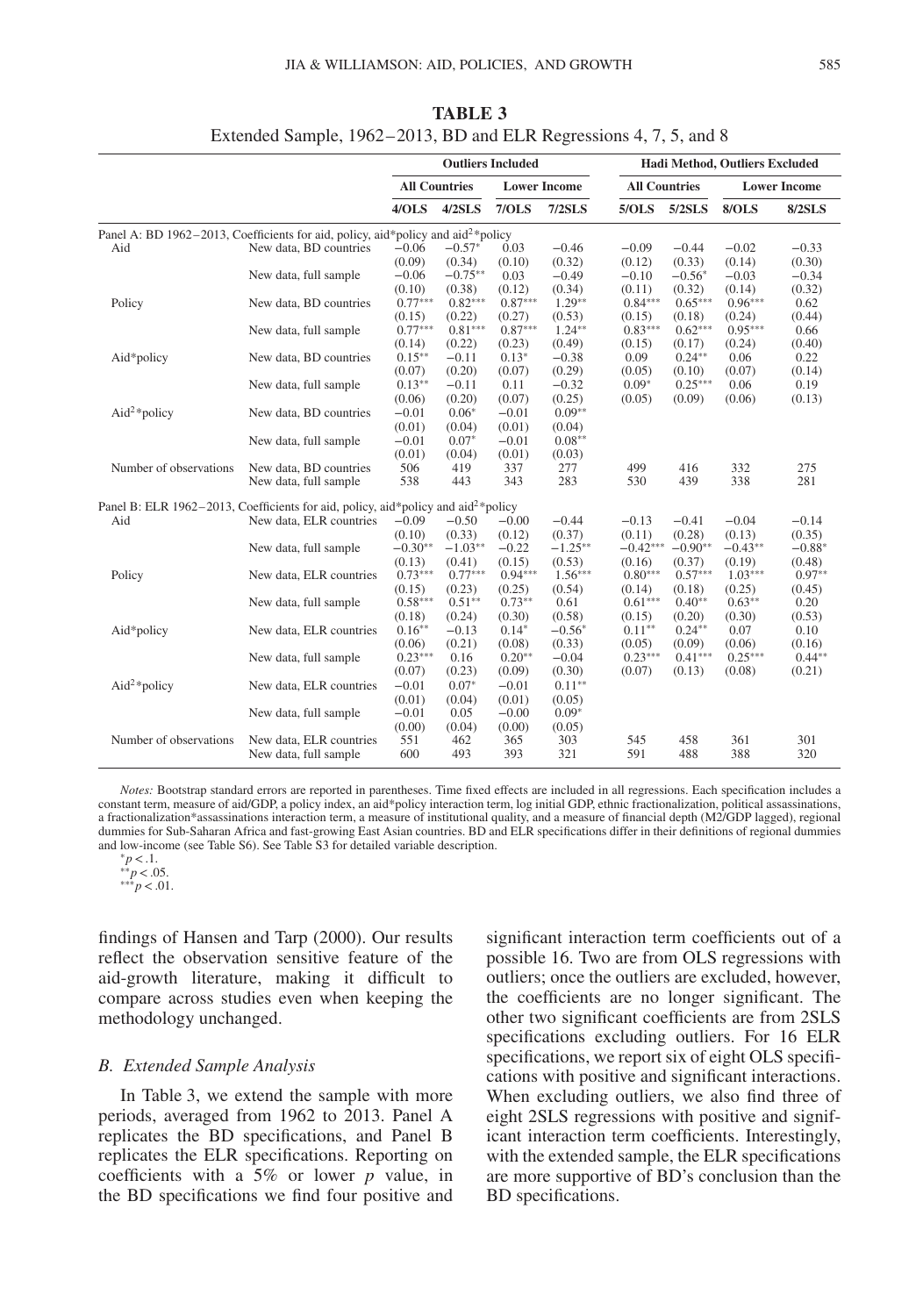**TABLE 3**

Extended Sample, 1962–2013, BD and ELR Regressions 4, 7, 5, and 8

| | | Outliers Included | | | | Hadi Method, Outliers Excluded | | | |
|---|---|---|---|---|---|---|---|---|---|
| | | All Countries | | Lower Income | | All Countries | | Lower Income | |
| | | 4/OLS | 4/2SLS | 7/OLS | 7/2SLS | 5/OLS | 5/2SLS | 8/OLS | 8/2SLS |
| Panel A: BD 1962–2013, Coefficients for aid, policy, aid*policy and aid$^2$*policy | | | | | | | | | |
| Aid | New data, BD countries | −0.06 | −0.57* | 0.03 | −0.46 | −0.09 | −0.44 | −0.02 | −0.33 |
| | | (0.09) | (0.34) | (0.10) | (0.32) | (0.12) | (0.33) | (0.14) | (0.30) |
| | New data, full sample | −0.06 | −0.75** | 0.03 | −0.49 | −0.10 | −0.56* | −0.03 | −0.34 |
| | | (0.10) | (0.38) | (0.12) | (0.34) | (0.11) | (0.32) | (0.14) | (0.32) |
| Policy | New data, BD countries | 0.77*** | 0.82*** | 0.87*** | 1.29** | 0.84*** | 0.65*** | 0.96*** | 0.62 |
| | | (0.15) | (0.22) | (0.27) | (0.53) | (0.15) | (0.18) | (0.24) | (0.44) |
| | New data, full sample | 0.77*** | 0.81*** | 0.87*** | 1.24** | 0.83*** | 0.62*** | 0.95*** | 0.66 |
| | | (0.14) | (0.22) | (0.23) | (0.49) | (0.15) | (0.17) | (0.24) | (0.40) |
| Aid*policy | New data, BD countries | 0.15** | −0.11 | 0.13* | −0.38 | 0.09 | 0.24** | 0.06 | 0.22 |
| | | (0.07) | (0.20) | (0.07) | (0.29) | (0.05) | (0.10) | (0.07) | (0.14) |
| | New data, full sample | 0.13** | −0.11 | 0.11 | −0.32 | 0.09* | 0.25*** | 0.06 | 0.19 |
| | | (0.06) | (0.20) | (0.07) | (0.25) | (0.05) | (0.09) | (0.06) | (0.13) |
| Aid$^2$*policy | New data, BD countries | −0.01 | 0.06* | −0.01 | 0.09** | | | | |
| | | (0.01) | (0.04) | (0.01) | (0.04) | | | | |
| | New data, full sample | −0.01 | 0.07* | −0.01 | 0.08** | | | | |
| | | (0.01) | (0.04) | (0.01) | (0.03) | | | | |
| Number of observations | New data, BD countries | 506 | 419 | 337 | 277 | 499 | 416 | 332 | 275 |
| | New data, full sample | 538 | 443 | 343 | 283 | 530 | 439 | 338 | 281 |
| Panel B: ELR 1962–2013, Coefficients for aid, policy, aid*policy and aid$^2$*policy | | | | | | | | | |
| Aid | New data, ELR countries | −0.09 | −0.50 | −0.00 | −0.44 | −0.13 | −0.41 | −0.04 | −0.14 |
| | | (0.10) | (0.33) | (0.12) | (0.37) | (0.11) | (0.28) | (0.13) | (0.35) |
| | New data, full sample | −0.30** | −1.03** | −0.22 | −1.25** | −0.42*** | −0.90** | −0.43** | −0.88* |
| | | (0.13) | (0.41) | (0.15) | (0.53) | (0.16) | (0.37) | (0.19) | (0.48) |
| Policy | New data, ELR countries | 0.73*** | 0.77*** | 0.94*** | 1.56*** | 0.80*** | 0.57*** | 1.03*** | 0.97** |
| | | (0.15) | (0.23) | (0.25) | (0.54) | (0.14) | (0.18) | (0.25) | (0.45) |
| | New data, full sample | 0.58*** | 0.51** | 0.73** | 0.61 | 0.61*** | 0.40** | 0.63** | 0.20 |
| | | (0.18) | (0.24) | (0.30) | (0.58) | (0.15) | (0.20) | (0.30) | (0.53) |
| Aid*policy | New data, ELR countries | 0.16** | −0.13 | 0.14* | −0.56* | 0.11** | 0.24** | 0.07 | 0.10 |
| | | (0.06) | (0.21) | (0.08) | (0.33) | (0.05) | (0.09) | (0.06) | (0.16) |
| | New data, full sample | 0.23*** | 0.16 | 0.20** | −0.04 | 0.23*** | 0.41*** | 0.25*** | 0.44** |
| | | (0.07) | (0.23) | (0.09) | (0.30) | (0.07) | (0.13) | (0.08) | (0.21) |
| Aid$^2$*policy | New data, ELR countries | −0.01 | 0.07* | −0.01 | 0.11** | | | | |
| | | (0.01) | (0.04) | (0.01) | (0.05) | | | | |
| | New data, full sample | −0.01 | 0.05 | −0.00 | 0.09* | | | | |
| | | (0.00) | (0.04) | (0.00) | (0.05) | | | | |
| Number of observations | New data, ELR countries | 551 | 462 | 365 | 303 | 545 | 458 | 361 | 301 |
| | New data, full sample | 600 | 493 | 393 | 321 | 591 | 488 | 388 | 320 |

*Notes:* Bootstrap standard errors are reported in parentheses. Time fixed effects are included in all regressions. Each specification includes a constant term, measure of aid/GDP, a policy index, an aid*policy interaction term, log initial GDP, ethnic fractionalization, political assassinations, a fractionalization*assassinations interaction term, a measure of institutional quality, and a measure of financial depth (M2/GDP lagged), regional dummies for Sub-Saharan Africa and fast-growing East Asian countries. BD and ELR specifications differ in their definitions of regional dummies and low-income (see Table S6). See Table S3 for detailed variable description.

*$p < .1$.
**$p < .05$.
***$p < .01$.

findings of Hansen and Tarp (2000). Our results reflect the observation sensitive feature of the aid-growth literature, making it difficult to compare across studies even when keeping the methodology unchanged.

### *B. Extended Sample Analysis*

In Table 3, we extend the sample with more periods, averaged from 1962 to 2013. Panel A replicates the BD specifications, and Panel B replicates the ELR specifications. Reporting on coefficients with a 5% or lower $p$ value, in the BD specifications we find four positive and significant interaction term coefficients out of a possible 16. Two are from OLS regressions with outliers; once the outliers are excluded, however, the coefficients are no longer significant. The other two significant coefficients are from 2SLS specifications excluding outliers. For 16 ELR specifications, we report six of eight OLS specifications with positive and significant interactions. When excluding outliers, we also find three of eight 2SLS regressions with positive and significant interaction term coefficients. Interestingly, with the extended sample, the ELR specifications are more supportive of BD's conclusion than the BD specifications.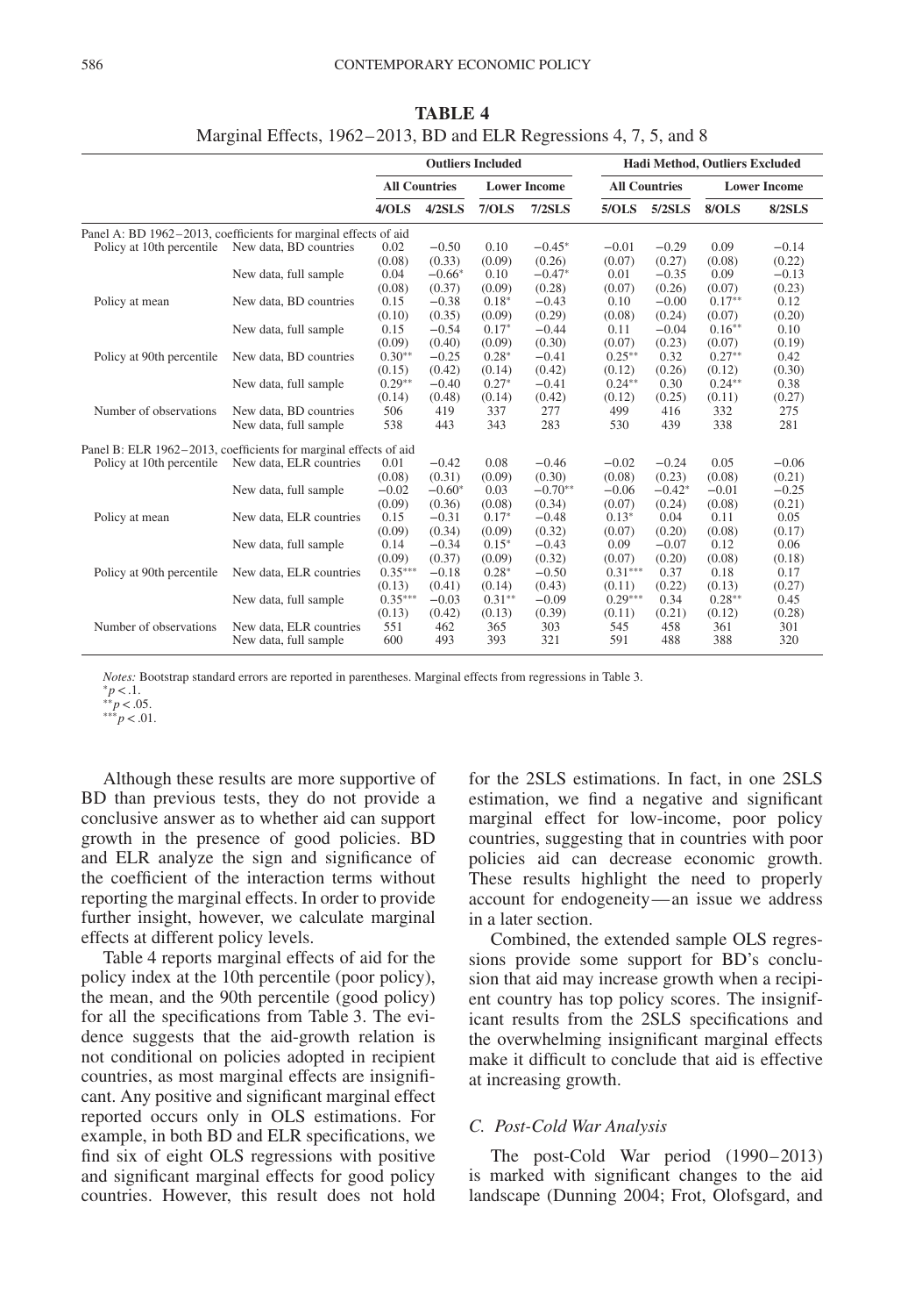**TABLE 4**
Marginal Effects, 1962–2013, BD and ELR Regressions 4, 7, 5, and 8

| | | Outliers Included | | | | Hadi Method, Outliers Excluded | | | |
|---|---|---|---|---|---|---|---|---|---|
| | | All Countries | | Lower Income | | All Countries | | Lower Income | |
| | | 4/OLS | 4/2SLS | 7/OLS | 7/2SLS | 5/OLS | 5/2SLS | 8/OLS | 8/2SLS |
| Panel A: BD 1962–2013, coefficients for marginal effects of aid | | | | | | | | | |
| Policy at 10th percentile | New data, BD countries | 0.02 | −0.50 | 0.10 | −0.45* | −0.01 | −0.29 | 0.09 | −0.14 |
| | | (0.08) | (0.33) | (0.09) | (0.26) | (0.07) | (0.27) | (0.08) | (0.22) |
| | New data, full sample | 0.04 | −0.66* | 0.10 | −0.47* | 0.01 | −0.35 | 0.09 | −0.13 |
| | | (0.08) | (0.37) | (0.09) | (0.28) | (0.07) | (0.26) | (0.07) | (0.23) |
| Policy at mean | New data, BD countries | 0.15 | −0.38 | 0.18* | −0.43 | 0.10 | −0.00 | 0.17** | 0.12 |
| | | (0.10) | (0.35) | (0.09) | (0.29) | (0.08) | (0.24) | (0.07) | (0.20) |
| | New data, full sample | 0.15 | −0.54 | 0.17* | −0.44 | 0.11 | −0.04 | 0.16** | 0.10 |
| | | (0.09) | (0.40) | (0.09) | (0.30) | (0.07) | (0.23) | (0.07) | (0.19) |
| Policy at 90th percentile | New data, BD countries | 0.30** | −0.25 | 0.28* | −0.41 | 0.25** | 0.32 | 0.27** | 0.42 |
| | | (0.15) | (0.42) | (0.14) | (0.42) | (0.12) | (0.26) | (0.12) | (0.30) |
| | New data, full sample | 0.29** | −0.40 | 0.27* | −0.41 | 0.24** | 0.30 | 0.24** | 0.38 |
| | | (0.14) | (0.48) | (0.14) | (0.42) | (0.12) | (0.25) | (0.11) | (0.27) |
| Number of observations | New data, BD countries | 506 | 419 | 337 | 277 | 499 | 416 | 332 | 275 |
| | New data, full sample | 538 | 443 | 343 | 283 | 530 | 439 | 338 | 281 |
| Panel B: ELR 1962–2013, coefficients for marginal effects of aid | | | | | | | | | |
| Policy at 10th percentile | New data, ELR countries | 0.01 | −0.42 | 0.08 | −0.46 | −0.02 | −0.24 | 0.05 | −0.06 |
| | | (0.08) | (0.31) | (0.09) | (0.30) | (0.08) | (0.23) | (0.08) | (0.21) |
| | New data, full sample | −0.02 | −0.60* | 0.03 | −0.70** | −0.06 | −0.42* | −0.01 | −0.25 |
| | | (0.09) | (0.36) | (0.08) | (0.34) | (0.07) | (0.24) | (0.08) | (0.21) |
| Policy at mean | New data, ELR countries | 0.15 | −0.31 | 0.17* | −0.48 | 0.13* | 0.04 | 0.11 | 0.05 |
| | | (0.09) | (0.34) | (0.09) | (0.32) | (0.07) | (0.20) | (0.08) | (0.17) |
| | New data, full sample | 0.14 | −0.34 | 0.15* | −0.43 | 0.09 | −0.07 | 0.12 | 0.06 |
| | | (0.09) | (0.37) | (0.09) | (0.32) | (0.07) | (0.20) | (0.08) | (0.18) |
| Policy at 90th percentile | New data, ELR countries | 0.35*** | −0.18 | 0.28* | −0.50 | 0.31*** | 0.37 | 0.18 | 0.17 |
| | | (0.13) | (0.41) | (0.14) | (0.43) | (0.11) | (0.22) | (0.13) | (0.27) |
| | New data, full sample | 0.35*** | −0.03 | 0.31** | −0.09 | 0.29*** | 0.34 | 0.28** | 0.45 |
| | | (0.13) | (0.42) | (0.13) | (0.39) | (0.11) | (0.21) | (0.12) | (0.28) |
| Number of observations | New data, ELR countries | 551 | 462 | 365 | 303 | 545 | 458 | 361 | 301 |
| | New data, full sample | 600 | 493 | 393 | 321 | 591 | 488 | 388 | 320 |

*Notes:* Bootstrap standard errors are reported in parentheses. Marginal effects from regressions in Table 3.
$^{*}p < .1$.
$^{**}p < .05$.
$^{***}p < .01$.

Although these results are more supportive of BD than previous tests, they do not provide a conclusive answer as to whether aid can support growth in the presence of good policies. BD and ELR analyze the sign and significance of the coefficient of the interaction terms without reporting the marginal effects. In order to provide further insight, however, we calculate marginal effects at different policy levels.

Table 4 reports marginal effects of aid for the policy index at the 10th percentile (poor policy), the mean, and the 90th percentile (good policy) for all the specifications from Table 3. The evidence suggests that the aid-growth relation is not conditional on policies adopted in recipient countries, as most marginal effects are insignificant. Any positive and significant marginal effect reported occurs only in OLS estimations. For example, in both BD and ELR specifications, we find six of eight OLS regressions with positive and significant marginal effects for good policy countries. However, this result does not hold for the 2SLS estimations. In fact, in one 2SLS estimation, we find a negative and significant marginal effect for low-income, poor policy countries, suggesting that in countries with poor policies aid can decrease economic growth. These results highlight the need to properly account for endogeneity—an issue we address in a later section.

Combined, the extended sample OLS regressions provide some support for BD's conclusion that aid may increase growth when a recipient country has top policy scores. The insignificant results from the 2SLS specifications and the overwhelming insignificant marginal effects make it difficult to conclude that aid is effective at increasing growth.

### *C. Post-Cold War Analysis*

The post-Cold War period (1990–2013) is marked with significant changes to the aid landscape (Dunning 2004; Frot, Olofsgard, and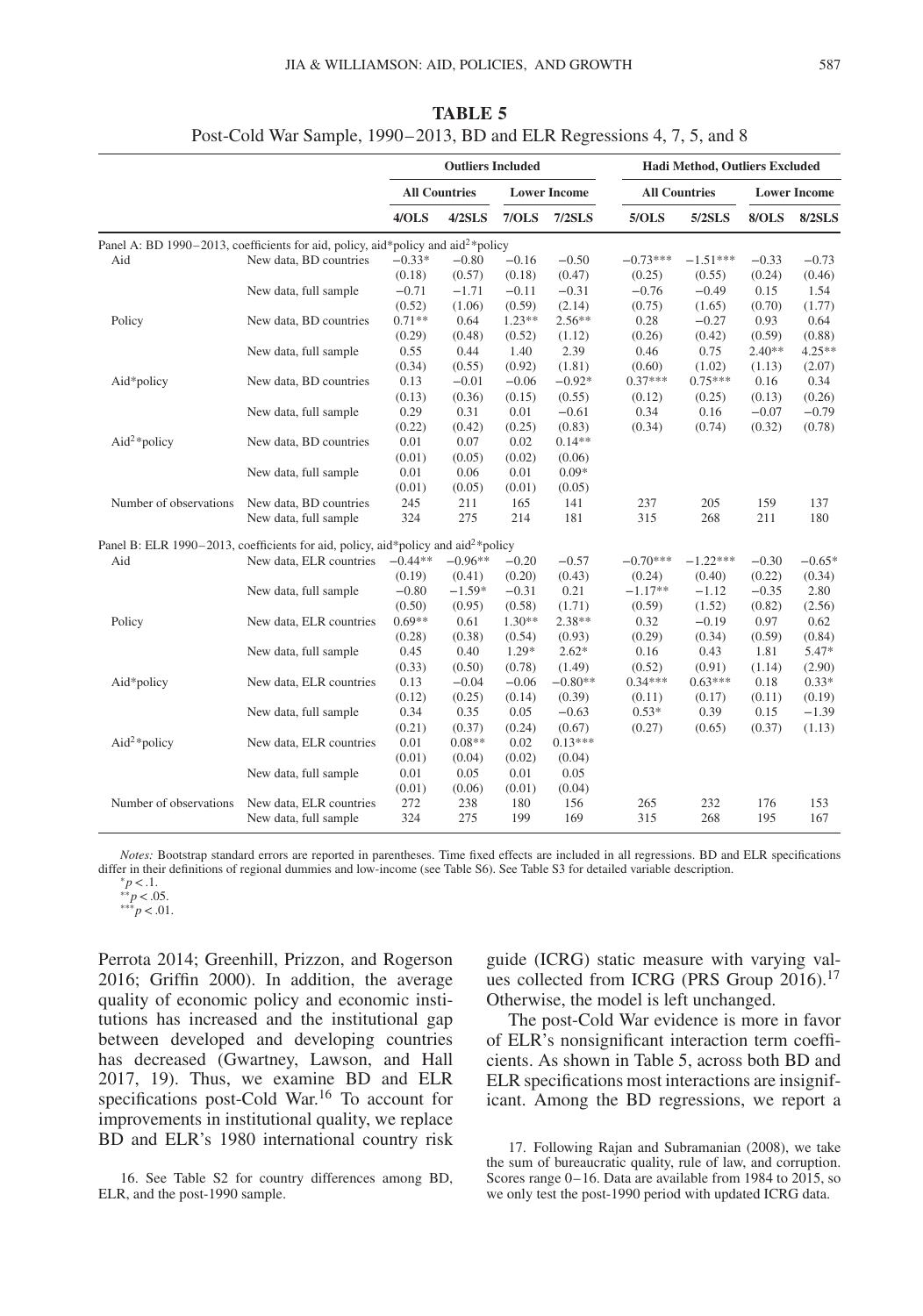**TABLE 5**
Post-Cold War Sample, 1990–2013, BD and ELR Regressions 4, 7, 5, and 8

| | | Outliers Included | | | | Hadi Method, Outliers Excluded | | | |
|---|---|---|---|---|---|---|---|---|---|
| | | All Countries | | Lower Income | | All Countries | | Lower Income | |
| | | 4/OLS | 4/2SLS | 7/OLS | 7/2SLS | 5/OLS | 5/2SLS | 8/OLS | 8/2SLS |
| Panel A: BD 1990–2013, coefficients for aid, policy, aid*policy and aid$^2$*policy | | | | | | | | | |
| Aid | New data, BD countries | −0.33* | −0.80 | −0.16 | −0.50 | −0.73*** | −1.51*** | −0.33 | −0.73 |
| | | (0.18) | (0.57) | (0.18) | (0.47) | (0.25) | (0.55) | (0.24) | (0.46) |
| | New data, full sample | −0.71 | −1.71 | −0.11 | −0.31 | −0.76 | −0.49 | 0.15 | 1.54 |
| | | (0.52) | (1.06) | (0.59) | (2.14) | (0.75) | (1.65) | (0.70) | (1.77) |
| Policy | New data, BD countries | 0.71** | 0.64 | 1.23** | 2.56** | 0.28 | −0.27 | 0.93 | 0.64 |
| | | (0.29) | (0.48) | (0.52) | (1.12) | (0.26) | (0.42) | (0.59) | (0.88) |
| | New data, full sample | 0.55 | 0.44 | 1.40 | 2.39 | 0.46 | 0.75 | 2.40** | 4.25** |
| | | (0.34) | (0.55) | (0.92) | (1.81) | (0.60) | (1.02) | (1.13) | (2.07) |
| Aid*policy | New data, BD countries | 0.13 | −0.01 | −0.06 | −0.92* | 0.37*** | 0.75*** | 0.16 | 0.34 |
| | | (0.13) | (0.36) | (0.15) | (0.55) | (0.12) | (0.25) | (0.13) | (0.26) |
| | New data, full sample | 0.29 | 0.31 | 0.01 | −0.61 | 0.34 | 0.16 | −0.07 | −0.79 |
| | | (0.22) | (0.42) | (0.25) | (0.83) | (0.34) | (0.74) | (0.32) | (0.78) |
| Aid$^2$*policy | New data, BD countries | 0.01 | 0.07 | 0.02 | 0.14** | | | | |
| | | (0.01) | (0.05) | (0.02) | (0.06) | | | | |
| | New data, full sample | 0.01 | 0.06 | 0.01 | 0.09* | | | | |
| | | (0.01) | (0.05) | (0.01) | (0.05) | | | | |
| Number of observations | New data, BD countries | 245 | 211 | 165 | 141 | 237 | 205 | 159 | 137 |
| | New data, full sample | 324 | 275 | 214 | 181 | 315 | 268 | 211 | 180 |
| Panel B: ELR 1990–2013, coefficients for aid, policy, aid*policy and aid$^2$*policy | | | | | | | | | |
| Aid | New data, ELR countries | −0.44** | −0.96** | −0.20 | −0.57 | −0.70*** | −1.22*** | −0.30 | −0.65* |
| | | (0.19) | (0.41) | (0.20) | (0.43) | (0.24) | (0.40) | (0.22) | (0.34) |
| | New data, full sample | −0.80 | −1.59* | −0.31 | 0.21 | −1.17** | −1.12 | −0.35 | 2.80 |
| | | (0.50) | (0.95) | (0.58) | (1.71) | (0.59) | (1.52) | (0.82) | (2.56) |
| Policy | New data, ELR countries | 0.69** | 0.61 | 1.30** | 2.38** | 0.32 | −0.19 | 0.97 | 0.62 |
| | | (0.28) | (0.38) | (0.54) | (0.93) | (0.29) | (0.34) | (0.59) | (0.84) |
| | New data, full sample | 0.45 | 0.40 | 1.29* | 2.62* | 0.16 | 0.43 | 1.81 | 5.47* |
| | | (0.33) | (0.50) | (0.78) | (1.49) | (0.52) | (0.91) | (1.14) | (2.90) |
| Aid*policy | New data, ELR countries | 0.13 | −0.04 | −0.06 | −0.80** | 0.34*** | 0.63*** | 0.18 | 0.33* |
| | | (0.12) | (0.25) | (0.14) | (0.39) | (0.11) | (0.17) | (0.11) | (0.19) |
| | New data, full sample | 0.34 | 0.35 | 0.05 | −0.63 | 0.53* | 0.39 | 0.15 | −1.39 |
| | | (0.21) | (0.37) | (0.24) | (0.67) | (0.27) | (0.65) | (0.37) | (1.13) |
| Aid$^2$*policy | New data, ELR countries | 0.01 | 0.08** | 0.02 | 0.13*** | | | | |
| | | (0.01) | (0.04) | (0.02) | (0.04) | | | | |
| | New data, full sample | 0.01 | 0.05 | 0.01 | 0.05 | | | | |
| | | (0.01) | (0.06) | (0.01) | (0.04) | | | | |
| Number of observations | New data, ELR countries | 272 | 238 | 180 | 156 | 265 | 232 | 176 | 153 |
| | New data, full sample | 324 | 275 | 199 | 169 | 315 | 268 | 195 | 167 |

*Notes:* Bootstrap standard errors are reported in parentheses. Time fixed effects are included in all regressions. BD and ELR specifications differ in their definitions of regional dummies and low-income (see Table S6). See Table S3 for detailed variable description.
*$p < .1$.
**$p < .05$.
***$p < .01$.

Perrota 2014; Greenhill, Prizzon, and Rogerson 2016; Griffin 2000). In addition, the average quality of economic policy and economic institutions has increased and the institutional gap between developed and developing countries has decreased (Gwartney, Lawson, and Hall 2017, 19). Thus, we examine BD and ELR specifications post-Cold War.[16] To account for improvements in institutional quality, we replace BD and ELR's 1980 international country risk guide (ICRG) static measure with varying values collected from ICRG (PRS Group 2016).[17] Otherwise, the model is left unchanged.

The post-Cold War evidence is more in favor of ELR's nonsignificant interaction term coefficients. As shown in Table 5, across both BD and ELR specifications most interactions are insignificant. Among the BD regressions, we report a

16. See Table S2 for country differences among BD, ELR, and the post-1990 sample.

17. Following Rajan and Subramanian (2008), we take the sum of bureaucratic quality, rule of law, and corruption. Scores range 0–16. Data are available from 1984 to 2015, so we only test the post-1990 period with updated ICRG data.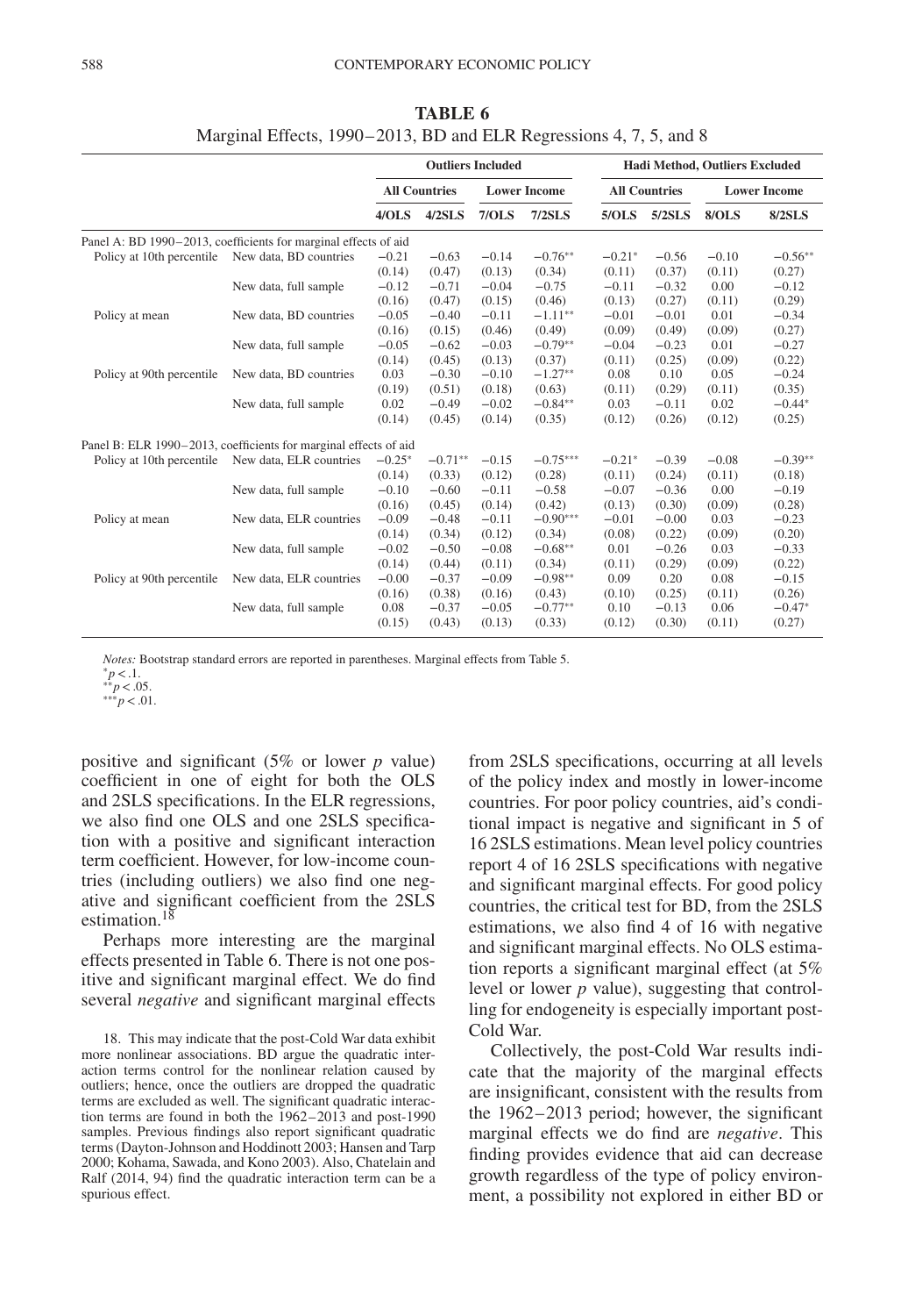**TABLE 6**
Marginal Effects, 1990–2013, BD and ELR Regressions 4, 7, 5, and 8

| | | Outliers Included | | | | Hadi Method, Outliers Excluded | | | |
|---|---|---|---|---|---|---|---|---|---|
| | | All Countries | | Lower Income | | All Countries | | Lower Income | |
| | | 4/OLS | 4/2SLS | 7/OLS | 7/2SLS | 5/OLS | 5/2SLS | 8/OLS | 8/2SLS |
| Panel A: BD 1990–2013, coefficients for marginal effects of aid | | | | | | | | | |
| Policy at 10th percentile | New data, BD countries | −0.21 | −0.63 | −0.14 | −0.76** | −0.21* | −0.56 | −0.10 | −0.56** |
| | | (0.14) | (0.47) | (0.13) | (0.34) | (0.11) | (0.37) | (0.11) | (0.27) |
| | New data, full sample | −0.12 | −0.71 | −0.04 | −0.75 | −0.11 | −0.32 | 0.00 | −0.12 |
| | | (0.16) | (0.47) | (0.15) | (0.46) | (0.13) | (0.27) | (0.11) | (0.29) |
| Policy at mean | New data, BD countries | −0.05 | −0.40 | −0.11 | −1.11** | −0.01 | −0.01 | 0.01 | −0.34 |
| | | (0.16) | (0.15) | (0.46) | (0.49) | (0.09) | (0.49) | (0.09) | (0.27) |
| | New data, full sample | −0.05 | −0.62 | −0.03 | −0.79** | −0.04 | −0.23 | 0.01 | −0.27 |
| | | (0.14) | (0.45) | (0.13) | (0.37) | (0.11) | (0.25) | (0.09) | (0.22) |
| Policy at 90th percentile | New data, BD countries | 0.03 | −0.30 | −0.10 | −1.27** | 0.08 | 0.10 | 0.05 | −0.24 |
| | | (0.19) | (0.51) | (0.18) | (0.63) | (0.11) | (0.29) | (0.11) | (0.35) |
| | New data, full sample | 0.02 | −0.49 | −0.02 | −0.84** | 0.03 | −0.11 | 0.02 | −0.44* |
| | | (0.14) | (0.45) | (0.14) | (0.35) | (0.12) | (0.26) | (0.12) | (0.25) |
| Panel B: ELR 1990–2013, coefficients for marginal effects of aid | | | | | | | | | |
| Policy at 10th percentile | New data, ELR countries | −0.25* | −0.71** | −0.15 | −0.75*** | −0.21* | −0.39 | −0.08 | −0.39** |
| | | (0.14) | (0.33) | (0.12) | (0.28) | (0.11) | (0.24) | (0.11) | (0.18) |
| | New data, full sample | −0.10 | −0.60 | −0.11 | −0.58 | −0.07 | −0.36 | 0.00 | −0.19 |
| | | (0.16) | (0.45) | (0.14) | (0.42) | (0.13) | (0.30) | (0.09) | (0.28) |
| Policy at mean | New data, ELR countries | −0.09 | −0.48 | −0.11 | −0.90*** | −0.01 | −0.00 | 0.03 | −0.23 |
| | | (0.14) | (0.34) | (0.12) | (0.34) | (0.08) | (0.22) | (0.09) | (0.20) |
| | New data, full sample | −0.02 | −0.50 | −0.08 | −0.68** | 0.01 | −0.26 | 0.03 | −0.33 |
| | | (0.14) | (0.44) | (0.11) | (0.34) | (0.11) | (0.29) | (0.09) | (0.22) |
| Policy at 90th percentile | New data, ELR countries | −0.00 | −0.37 | −0.09 | −0.98** | 0.09 | 0.20 | 0.08 | −0.15 |
| | | (0.16) | (0.38) | (0.16) | (0.43) | (0.10) | (0.25) | (0.11) | (0.26) |
| | New data, full sample | 0.08 | −0.37 | −0.05 | −0.77** | 0.10 | −0.13 | 0.06 | −0.47* |
| | | (0.15) | (0.43) | (0.13) | (0.33) | (0.12) | (0.30) | (0.11) | (0.27) |

*Notes:* Bootstrap standard errors are reported in parentheses. Marginal effects from Table 5.
*$p < .1$.
**$p < .05$.
***$p < .01$.

positive and significant (5% or lower *p* value) coefficient in one of eight for both the OLS and 2SLS specifications. In the ELR regressions, we also find one OLS and one 2SLS specification with a positive and significant interaction term coefficient. However, for low-income countries (including outliers) we also find one negative and significant coefficient from the 2SLS estimation.[18]

Perhaps more interesting are the marginal effects presented in Table 6. There is not one positive and significant marginal effect. We do find several *negative* and significant marginal effects from 2SLS specifications, occurring at all levels of the policy index and mostly in lower-income countries. For poor policy countries, aid's conditional impact is negative and significant in 5 of 16 2SLS estimations. Mean level policy countries report 4 of 16 2SLS specifications with negative and significant marginal effects. For good policy countries, the critical test for BD, from the 2SLS estimations, we also find 4 of 16 with negative and significant marginal effects. No OLS estimation reports a significant marginal effect (at 5% level or lower *p* value), suggesting that controlling for endogeneity is especially important post-Cold War.

Collectively, the post-Cold War results indicate that the majority of the marginal effects are insignificant, consistent with the results from the 1962–2013 period; however, the significant marginal effects we do find are *negative*. This finding provides evidence that aid can decrease growth regardless of the type of policy environment, a possibility not explored in either BD or

18. This may indicate that the post-Cold War data exhibit more nonlinear associations. BD argue the quadratic interaction terms control for the nonlinear relation caused by outliers; hence, once the outliers are dropped the quadratic terms are excluded as well. The significant quadratic interaction terms are found in both the 1962–2013 and post-1990 samples. Previous findings also report significant quadratic terms (Dayton-Johnson and Hoddinott 2003; Hansen and Tarp 2000; Kohama, Sawada, and Kono 2003). Also, Chatelain and Ralf (2014, 94) find the quadratic interaction term can be a spurious effect.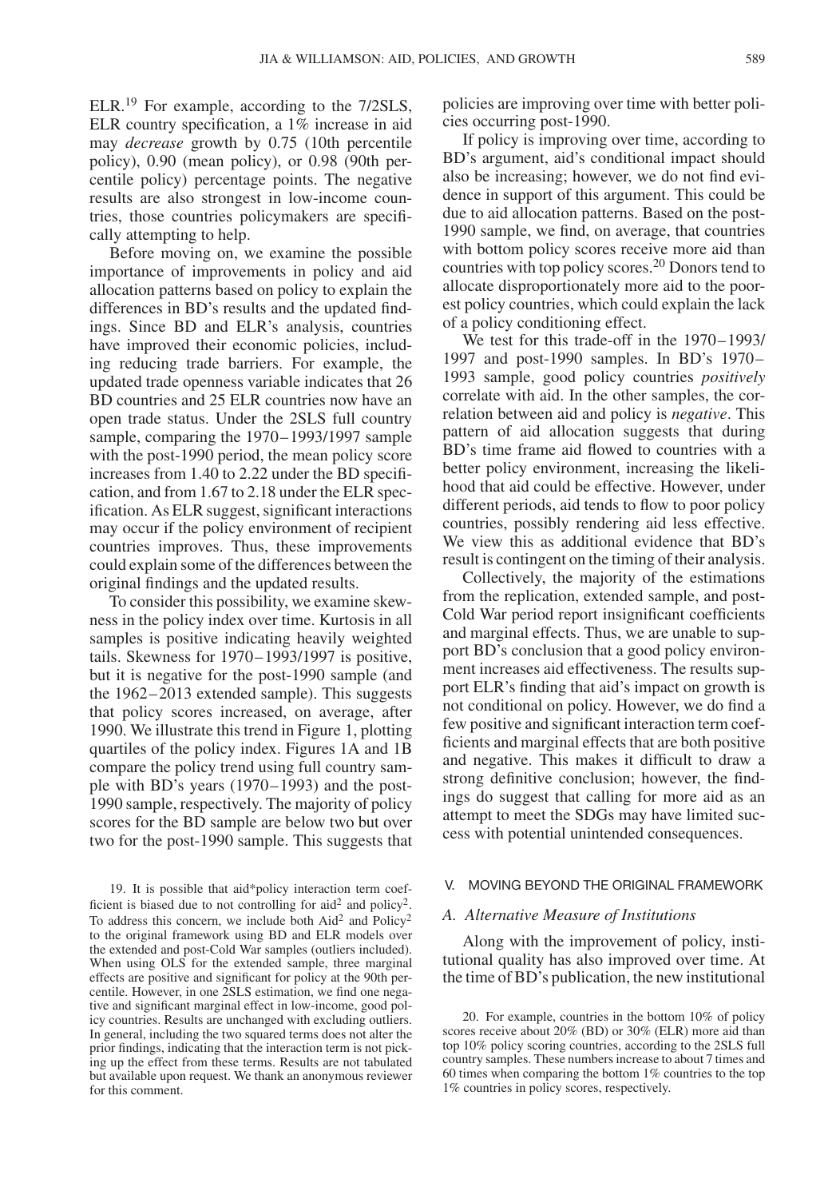ELR.[19] For example, according to the 7/2SLS, ELR country specification, a 1% increase in aid may *decrease* growth by 0.75 (10th percentile policy), 0.90 (mean policy), or 0.98 (90th percentile policy) percentage points. The negative results are also strongest in low-income countries, those countries policymakers are specifically attempting to help.

Before moving on, we examine the possible importance of improvements in policy and aid allocation patterns based on policy to explain the differences in BD's results and the updated findings. Since BD and ELR's analysis, countries have improved their economic policies, including reducing trade barriers. For example, the updated trade openness variable indicates that 26 BD countries and 25 ELR countries now have an open trade status. Under the 2SLS full country sample, comparing the 1970–1993/1997 sample with the post-1990 period, the mean policy score increases from 1.40 to 2.22 under the BD specification, and from 1.67 to 2.18 under the ELR specification. As ELR suggest, significant interactions may occur if the policy environment of recipient countries improves. Thus, these improvements could explain some of the differences between the original findings and the updated results.

To consider this possibility, we examine skewness in the policy index over time. Kurtosis in all samples is positive indicating heavily weighted tails. Skewness for 1970–1993/1997 is positive, but it is negative for the post-1990 sample (and the 1962–2013 extended sample). This suggests that policy scores increased, on average, after 1990. We illustrate this trend in Figure 1, plotting quartiles of the policy index. Figures 1A and 1B compare the policy trend using full country sample with BD's years (1970–1993) and the post-1990 sample, respectively. The majority of policy scores for the BD sample are below two but over two for the post-1990 sample. This suggests that policies are improving over time with better policies occurring post-1990.

If policy is improving over time, according to BD's argument, aid's conditional impact should also be increasing; however, we do not find evidence in support of this argument. This could be due to aid allocation patterns. Based on the post-1990 sample, we find, on average, that countries with bottom policy scores receive more aid than countries with top policy scores.[20] Donors tend to allocate disproportionately more aid to the poorest policy countries, which could explain the lack of a policy conditioning effect.

We test for this trade-off in the 1970–1993/1997 and post-1990 samples. In BD's 1970–1993 sample, good policy countries *positively* correlate with aid. In the other samples, the correlation between aid and policy is *negative*. This pattern of aid allocation suggests that during BD's time frame aid flowed to countries with a better policy environment, increasing the likelihood that aid could be effective. However, under different periods, aid tends to flow to poor policy countries, possibly rendering aid less effective. We view this as additional evidence that BD's result is contingent on the timing of their analysis.

Collectively, the majority of the estimations from the replication, extended sample, and post-Cold War period report insignificant coefficients and marginal effects. Thus, we are unable to support BD's conclusion that a good policy environment increases aid effectiveness. The results support ELR's finding that aid's impact on growth is not conditional on policy. However, we do find a few positive and significant interaction term coefficients and marginal effects that are both positive and negative. This makes it difficult to draw a strong definitive conclusion; however, the findings do suggest that calling for more aid as an attempt to meet the SDGs may have limited success with potential unintended consequences.

## V. MOVING BEYOND THE ORIGINAL FRAMEWORK

### A. Alternative Measure of Institutions

Along with the improvement of policy, institutional quality has also improved over time. At the time of BD's publication, the new institutional

19. It is possible that aid*policy interaction term coefficient is biased due to not controlling for aid$^2$ and policy$^2$. To address this concern, we include both Aid$^2$ and Policy$^2$ to the original framework using BD and ELR models over the extended and post-Cold War samples (outliers included). When using OLS for the extended sample, three marginal effects are positive and significant for policy at the 90th percentile. However, in one 2SLS estimation, we find one negative and significant marginal effect in low-income, good policy countries. Results are unchanged with excluding outliers. In general, including the two squared terms does not alter the prior findings, indicating that the interaction term is not picking up the effect from these terms. Results are not tabulated but available upon request. We thank an anonymous reviewer for this comment.

20. For example, countries in the bottom 10% of policy scores receive about 20% (BD) or 30% (ELR) more aid than top 10% policy scoring countries, according to the 2SLS full country samples. These numbers increase to about 7 times and 60 times when comparing the bottom 1% countries to the top 1% countries in policy scores, respectively.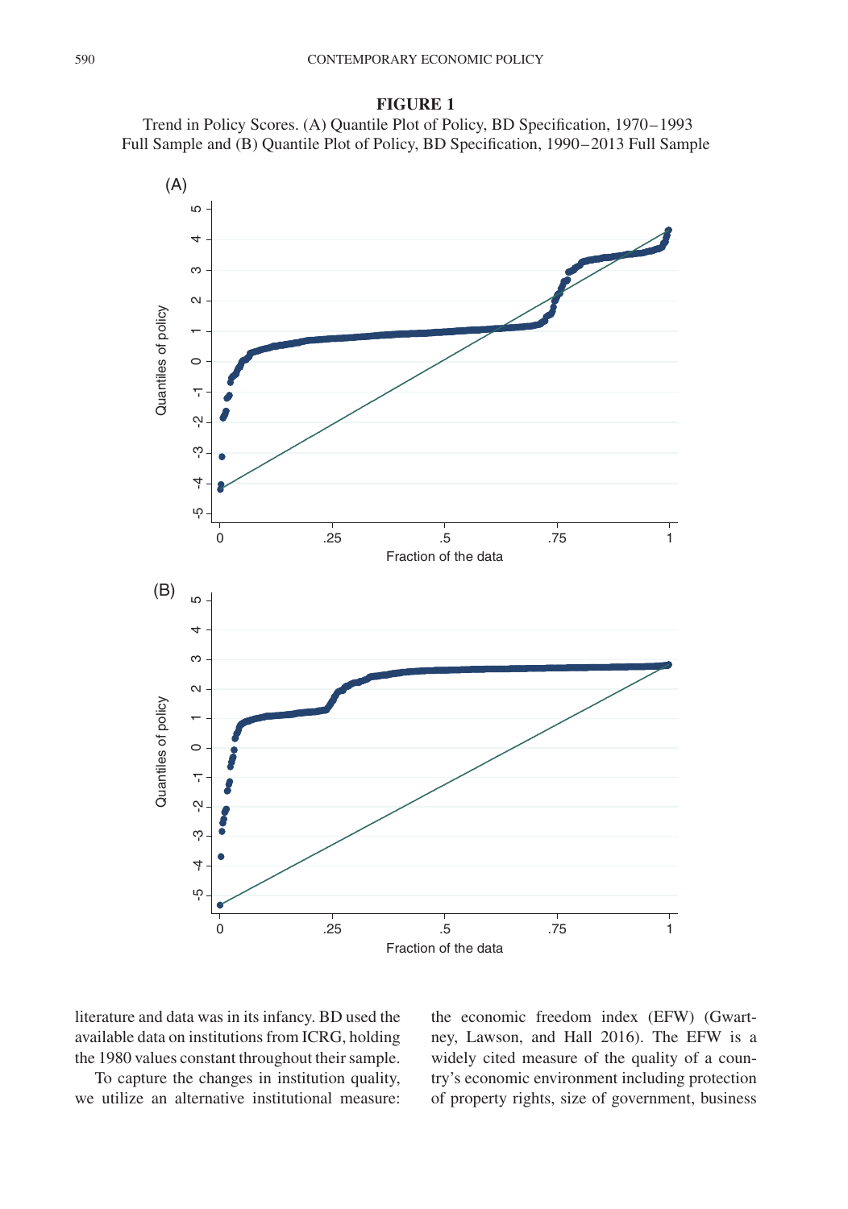**FIGURE 1**

Trend in Policy Scores. (A) Quantile Plot of Policy, BD Specification, 1970–1993 Full Sample and (B) Quantile Plot of Policy, BD Specification, 1990–2013 Full Sample

literature and data was in its infancy. BD used the available data on institutions from ICRG, holding the 1980 values constant throughout their sample.

To capture the changes in institution quality, we utilize an alternative institutional measure: the economic freedom index (EFW) (Gwartney, Lawson, and Hall 2016). The EFW is a widely cited measure of the quality of a country's economic environment including protection of property rights, size of government, business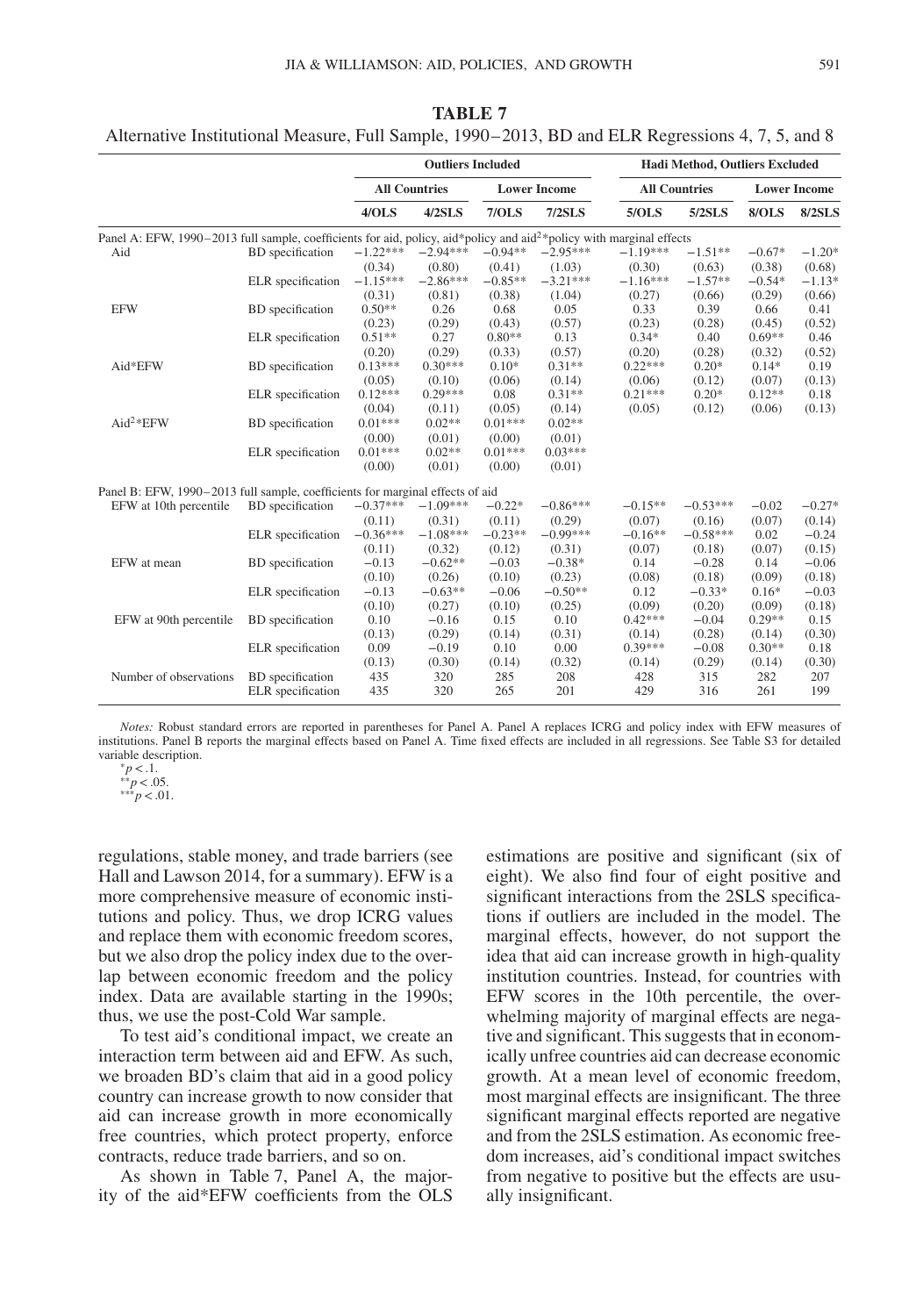**TABLE 7**

Alternative Institutional Measure, Full Sample, 1990–2013, BD and ELR Regressions 4, 7, 5, and 8

| | | Outliers Included | | | | Hadi Method, Outliers Excluded | | | |
|---|---|---|---|---|---|---|---|---|---|
| | | All Countries | | Lower Income | | All Countries | | Lower Income | |
| | | 4/OLS | 4/2SLS | 7/OLS | 7/2SLS | 5/OLS | 5/2SLS | 8/OLS | 8/2SLS |
| Panel A: EFW, 1990–2013 full sample, coefficients for aid, policy, aid*policy and aid$^2$*policy with marginal effects | | | | | | | | | |
| Aid | BD specification | −1.22*** | −2.94*** | −0.94** | −2.95*** | −1.19*** | −1.51** | −0.67* | −1.20* |
| | | (0.34) | (0.80) | (0.41) | (1.03) | (0.30) | (0.63) | (0.38) | (0.68) |
| | ELR specification | −1.15*** | −2.86*** | −0.85** | −3.21*** | −1.16*** | −1.57** | −0.54* | −1.13* |
| | | (0.31) | (0.81) | (0.38) | (1.04) | (0.27) | (0.66) | (0.29) | (0.66) |
| EFW | BD specification | 0.50** | 0.26 | 0.68 | 0.05 | 0.33 | 0.39 | 0.66 | 0.41 |
| | | (0.23) | (0.29) | (0.43) | (0.57) | (0.23) | (0.28) | (0.45) | (0.52) |
| | ELR specification | 0.51** | 0.27 | 0.80** | 0.13 | 0.34* | 0.40 | 0.69** | 0.46 |
| | | (0.20) | (0.29) | (0.33) | (0.57) | (0.20) | (0.28) | (0.32) | (0.52) |
| Aid*EFW | BD specification | 0.13*** | 0.30*** | 0.10* | 0.31** | 0.22*** | 0.20* | 0.14* | 0.19 |
| | | (0.05) | (0.10) | (0.06) | (0.14) | (0.06) | (0.12) | (0.07) | (0.13) |
| | ELR specification | 0.12*** | 0.29*** | 0.08 | 0.31** | 0.21*** | 0.20* | 0.12** | 0.18 |
| | | (0.04) | (0.11) | (0.05) | (0.14) | (0.05) | (0.12) | (0.06) | (0.13) |
| Aid$^2$*EFW | BD specification | 0.01*** | 0.02** | 0.01*** | 0.02** | | | | |
| | | (0.00) | (0.01) | (0.00) | (0.01) | | | | |
| | ELR specification | 0.01*** | 0.02** | 0.01*** | 0.03*** | | | | |
| | | (0.00) | (0.01) | (0.00) | (0.01) | | | | |
| Panel B: EFW, 1990–2013 full sample, coefficients for marginal effects of aid | | | | | | | | | |
| EFW at 10th percentile | BD specification | −0.37*** | −1.09*** | −0.22* | −0.86*** | −0.15** | −0.53*** | −0.02 | −0.27* |
| | | (0.11) | (0.31) | (0.11) | (0.29) | (0.07) | (0.16) | (0.07) | (0.14) |
| | ELR specification | −0.36*** | −1.08*** | −0.23** | −0.99*** | −0.16** | −0.58*** | 0.02 | −0.24 |
| | | (0.11) | (0.32) | (0.12) | (0.31) | (0.07) | (0.18) | (0.07) | (0.15) |
| EFW at mean | BD specification | −0.13 | −0.62** | −0.03 | −0.38* | 0.14 | −0.28 | 0.14 | −0.06 |
| | | (0.10) | (0.26) | (0.10) | (0.23) | (0.08) | (0.18) | (0.09) | (0.18) |
| | ELR specification | −0.13 | −0.63** | −0.06 | −0.50** | 0.12 | −0.33* | 0.16* | −0.03 |
| | | (0.10) | (0.27) | (0.10) | (0.25) | (0.09) | (0.20) | (0.09) | (0.18) |
| EFW at 90th percentile | BD specification | 0.10 | −0.16 | 0.15 | 0.10 | 0.42*** | −0.04 | 0.29** | 0.15 |
| | | (0.13) | (0.29) | (0.14) | (0.31) | (0.14) | (0.28) | (0.14) | (0.30) |
| | ELR specification | 0.09 | −0.19 | 0.10 | 0.00 | 0.39*** | −0.08 | 0.30** | 0.18 |
| | | (0.13) | (0.30) | (0.14) | (0.32) | (0.14) | (0.29) | (0.14) | (0.30) |
| Number of observations | BD specification | 435 | 320 | 285 | 208 | 428 | 315 | 282 | 207 |
| | ELR specification | 435 | 320 | 265 | 201 | 429 | 316 | 261 | 199 |

*Notes:* Robust standard errors are reported in parentheses for Panel A. Panel A replaces ICRG and policy index with EFW measures of institutions. Panel B reports the marginal effects based on Panel A. Time fixed effects are included in all regressions. See Table S3 for detailed variable description.

$^{*}p < .1$.
$^{**}p < .05$.
$^{***}p < .01$.

regulations, stable money, and trade barriers (see Hall and Lawson 2014, for a summary). EFW is a more comprehensive measure of economic institutions and policy. Thus, we drop ICRG values and replace them with economic freedom scores, but we also drop the policy index due to the overlap between economic freedom and the policy index. Data are available starting in the 1990s; thus, we use the post-Cold War sample.

To test aid's conditional impact, we create an interaction term between aid and EFW. As such, we broaden BD's claim that aid in a good policy country can increase growth to now consider that aid can increase growth in more economically free countries, which protect property, enforce contracts, reduce trade barriers, and so on.

As shown in Table 7, Panel A, the majority of the aid*EFW coefficients from the OLS estimations are positive and significant (six of eight). We also find four of eight positive and significant interactions from the 2SLS specifications if outliers are included in the model. The marginal effects, however, do not support the idea that aid can increase growth in high-quality institution countries. Instead, for countries with EFW scores in the 10th percentile, the overwhelming majority of marginal effects are negative and significant. This suggests that in economically unfree countries aid can decrease economic growth. At a mean level of economic freedom, most marginal effects are insignificant. The three significant marginal effects reported are negative and from the 2SLS estimation. As economic freedom increases, aid's conditional impact switches from negative to positive but the effects are usually insignificant.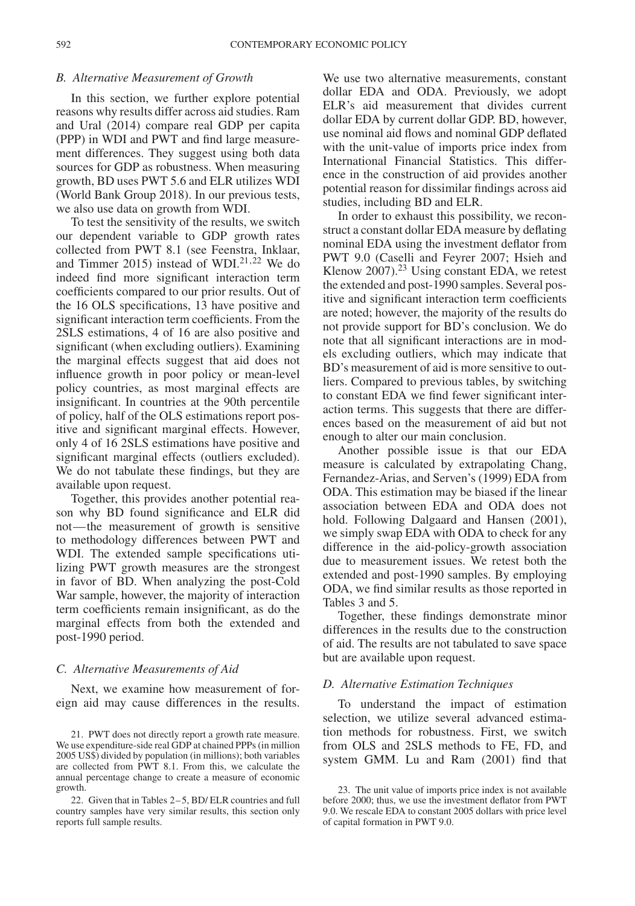### B. Alternative Measurement of Growth

In this section, we further explore potential reasons why results differ across aid studies. Ram and Ural (2014) compare real GDP per capita (PPP) in WDI and PWT and find large measurement differences. They suggest using both data sources for GDP as robustness. When measuring growth, BD uses PWT 5.6 and ELR utilizes WDI (World Bank Group 2018). In our previous tests, we also use data on growth from WDI.

To test the sensitivity of the results, we switch our dependent variable to GDP growth rates collected from PWT 8.1 (see Feenstra, Inklaar, and Timmer 2015) instead of WDI.[21,22] We do indeed find more significant interaction term coefficients compared to our prior results. Out of the 16 OLS specifications, 13 have positive and significant interaction term coefficients. From the 2SLS estimations, 4 of 16 are also positive and significant (when excluding outliers). Examining the marginal effects suggest that aid does not influence growth in poor policy or mean-level policy countries, as most marginal effects are insignificant. In countries at the 90th percentile of policy, half of the OLS estimations report positive and significant marginal effects. However, only 4 of 16 2SLS estimations have positive and significant marginal effects (outliers excluded). We do not tabulate these findings, but they are available upon request.

Together, this provides another potential reason why BD found significance and ELR did not—the measurement of growth is sensitive to methodology differences between PWT and WDI. The extended sample specifications utilizing PWT growth measures are the strongest in favor of BD. When analyzing the post-Cold War sample, however, the majority of interaction term coefficients remain insignificant, as do the marginal effects from both the extended and post-1990 period.

### C. Alternative Measurements of Aid

Next, we examine how measurement of foreign aid may cause differences in the results. We use two alternative measurements, constant dollar EDA and ODA. Previously, we adopt ELR's aid measurement that divides current dollar EDA by current dollar GDP. BD, however, use nominal aid flows and nominal GDP deflated with the unit-value of imports price index from International Financial Statistics. This difference in the construction of aid provides another potential reason for dissimilar findings across aid studies, including BD and ELR.

In order to exhaust this possibility, we reconstruct a constant dollar EDA measure by deflating nominal EDA using the investment deflator from PWT 9.0 (Caselli and Feyrer 2007; Hsieh and Klenow 2007).[23] Using constant EDA, we retest the extended and post-1990 samples. Several positive and significant interaction term coefficients are noted; however, the majority of the results do not provide support for BD's conclusion. We do note that all significant interactions are in models excluding outliers, which may indicate that BD's measurement of aid is more sensitive to outliers. Compared to previous tables, by switching to constant EDA we find fewer significant interaction terms. This suggests that there are differences based on the measurement of aid but not enough to alter our main conclusion.

Another possible issue is that our EDA measure is calculated by extrapolating Chang, Fernandez-Arias, and Serven's (1999) EDA from ODA. This estimation may be biased if the linear association between EDA and ODA does not hold. Following Dalgaard and Hansen (2001), we simply swap EDA with ODA to check for any difference in the aid-policy-growth association due to measurement issues. We retest both the extended and post-1990 samples. By employing ODA, we find similar results as those reported in Tables 3 and 5.

Together, these findings demonstrate minor differences in the results due to the construction of aid. The results are not tabulated to save space but are available upon request.

### D. Alternative Estimation Techniques

To understand the impact of estimation selection, we utilize several advanced estimation methods for robustness. First, we switch from OLS and 2SLS methods to FE, FD, and system GMM. Lu and Ram (2001) find that

21. PWT does not directly report a growth rate measure. We use expenditure-side real GDP at chained PPPs (in million 2005 US$) divided by population (in millions); both variables are collected from PWT 8.1. From this, we calculate the annual percentage change to create a measure of economic growth.

22. Given that in Tables 2–5, BD/ELR countries and full country samples have very similar results, this section only reports full sample results.

23. The unit value of imports price index is not available before 2000; thus, we use the investment deflator from PWT 9.0. We rescale EDA to constant 2005 dollars with price level of capital formation in PWT 9.0.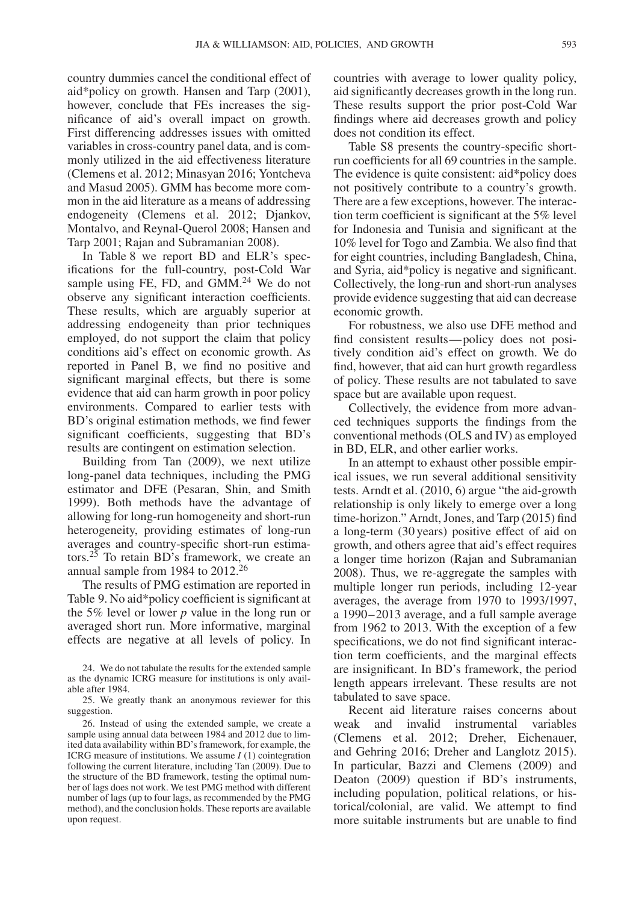country dummies cancel the conditional effect of aid*policy on growth. Hansen and Tarp (2001), however, conclude that FEs increases the significance of aid's overall impact on growth. First differencing addresses issues with omitted variables in cross-country panel data, and is commonly utilized in the aid effectiveness literature (Clemens et al. 2012; Minasyan 2016; Yontcheva and Masud 2005). GMM has become more common in the aid literature as a means of addressing endogeneity (Clemens et al. 2012; Djankov, Montalvo, and Reynal-Querol 2008; Hansen and Tarp 2001; Rajan and Subramanian 2008).

In Table 8 we report BD and ELR's specifications for the full-country, post-Cold War sample using FE, FD, and GMM.[24] We do not observe any significant interaction coefficients. These results, which are arguably superior at addressing endogeneity than prior techniques employed, do not support the claim that policy conditions aid's effect on economic growth. As reported in Panel B, we find no positive and significant marginal effects, but there is some evidence that aid can harm growth in poor policy environments. Compared to earlier tests with BD's original estimation methods, we find fewer significant coefficients, suggesting that BD's results are contingent on estimation selection.

Building from Tan (2009), we next utilize long-panel data techniques, including the PMG estimator and DFE (Pesaran, Shin, and Smith 1999). Both methods have the advantage of allowing for long-run homogeneity and short-run heterogeneity, providing estimates of long-run averages and country-specific short-run estimators.[25] To retain BD's framework, we create an annual sample from 1984 to 2012.[26]

The results of PMG estimation are reported in Table 9. No aid*policy coefficient is significant at the 5% level or lower $p$ value in the long run or averaged short run. More informative, marginal effects are negative at all levels of policy. In countries with average to lower quality policy, aid significantly decreases growth in the long run. These results support the prior post-Cold War findings where aid decreases growth and policy does not condition its effect.

Table S8 presents the country-specific short-run coefficients for all 69 countries in the sample. The evidence is quite consistent: aid*policy does not positively contribute to a country's growth. There are a few exceptions, however. The interaction term coefficient is significant at the 5% level for Indonesia and Tunisia and significant at the 10% level for Togo and Zambia. We also find that for eight countries, including Bangladesh, China, and Syria, aid*policy is negative and significant. Collectively, the long-run and short-run analyses provide evidence suggesting that aid can decrease economic growth.

For robustness, we also use DFE method and find consistent results—policy does not positively condition aid's effect on growth. We do find, however, that aid can hurt growth regardless of policy. These results are not tabulated to save space but are available upon request.

Collectively, the evidence from more advanced techniques supports the findings from the conventional methods (OLS and IV) as employed in BD, ELR, and other earlier works.

In an attempt to exhaust other possible empirical issues, we run several additional sensitivity tests. Arndt et al. (2010, 6) argue "the aid-growth relationship is only likely to emerge over a long time-horizon." Arndt, Jones, and Tarp (2015) find a long-term (30 years) positive effect of aid on growth, and others agree that aid's effect requires a longer time horizon (Rajan and Subramanian 2008). Thus, we re-aggregate the samples with multiple longer run periods, including 12-year averages, the average from 1970 to 1993/1997, a 1990–2013 average, and a full sample average from 1962 to 2013. With the exception of a few specifications, we do not find significant interaction term coefficients, and the marginal effects are insignificant. In BD's framework, the period length appears irrelevant. These results are not tabulated to save space.

Recent aid literature raises concerns about weak and invalid instrumental variables (Clemens et al. 2012; Dreher, Eichenauer, and Gehring 2016; Dreher and Langlotz 2015). In particular, Bazzi and Clemens (2009) and Deaton (2009) question if BD's instruments, including population, political relations, or historical/colonial, are valid. We attempt to find more suitable instruments but are unable to find

24. We do not tabulate the results for the extended sample as the dynamic ICRG measure for institutions is only available after 1984.

25. We greatly thank an anonymous reviewer for this suggestion.

26. Instead of using the extended sample, we create a sample using annual data between 1984 and 2012 due to limited data availability within BD's framework, for example, the ICRG measure of institutions. We assume $I$ (1) cointegration following the current literature, including Tan (2009). Due to the structure of the BD framework, testing the optimal number of lags does not work. We test PMG method with different number of lags (up to four lags, as recommended by the PMG method), and the conclusion holds. These reports are available upon request.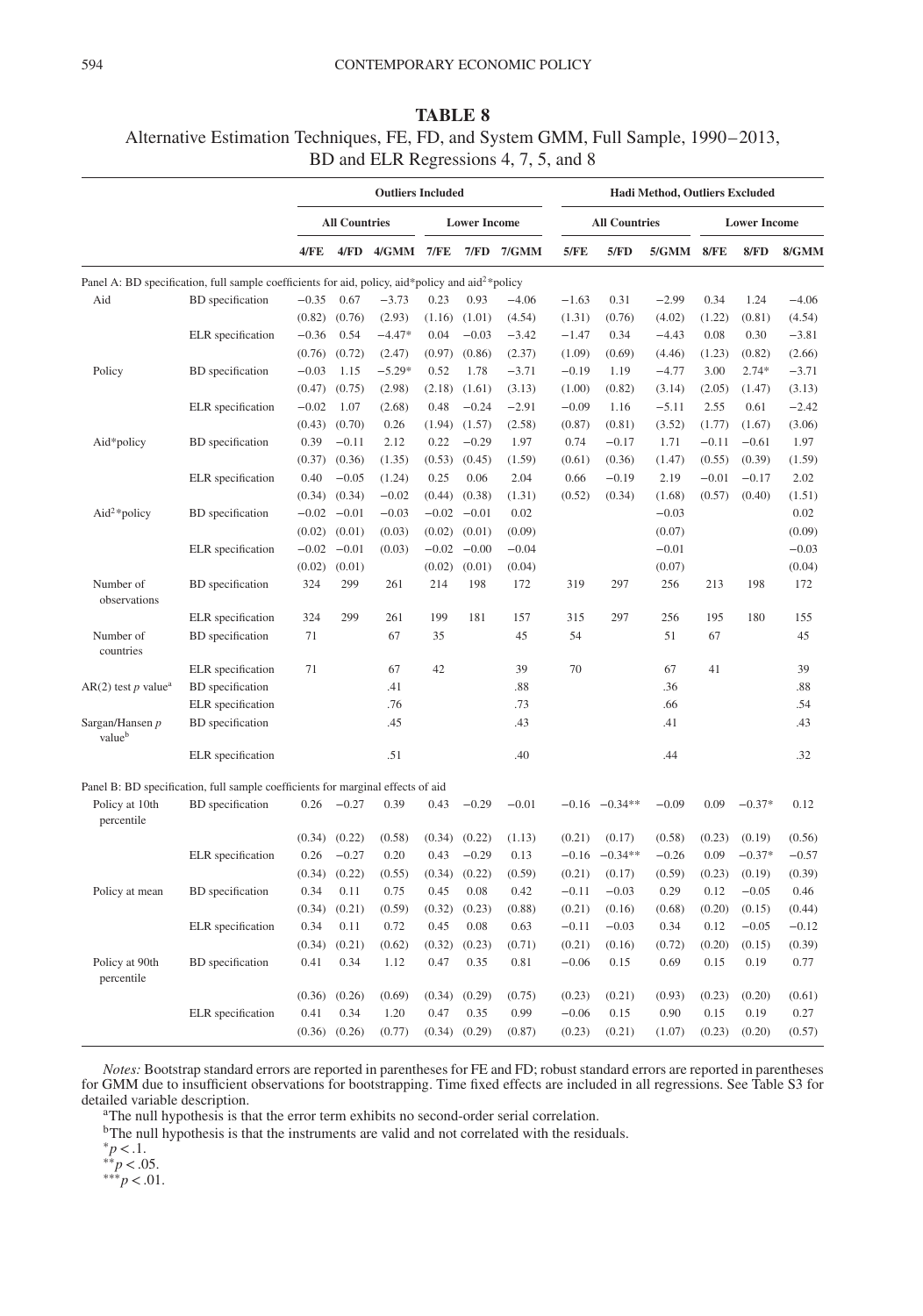**TABLE 8**

Alternative Estimation Techniques, FE, FD, and System GMM, Full Sample, 1990–2013, BD and ELR Regressions 4, 7, 5, and 8

| | | Outliers Included | | | | | | Hadi Method, Outliers Excluded | | | | | |
|---|---|---|---|---|---|---|---|---|---|---|---|---|---|
| | | All Countries | | | Lower Income | | | All Countries | | | Lower Income | | |
| | | 4/FE | 4/FD | 4/GMM | 7/FE | 7/FD | 7/GMM | 5/FE | 5/FD | 5/GMM | 8/FE | 8/FD | 8/GMM |
| Panel A: BD specification, full sample coefficients for aid, policy, aid*policy and aid$^2$*policy | | | | | | | | | | | | | |
| Aid | BD specification | −0.35 | 0.67 | −3.73 | 0.23 | 0.93 | −4.06 | −1.63 | 0.31 | −2.99 | 0.34 | 1.24 | −4.06 |
| | | (0.82) | (0.76) | (2.93) | (1.16) | (1.01) | (4.54) | (1.31) | (0.76) | (4.02) | (1.22) | (0.81) | (4.54) |
| | ELR specification | −0.36 | 0.54 | −4.47* | 0.04 | −0.03 | −3.42 | −1.47 | 0.34 | −4.43 | 0.08 | 0.30 | −3.81 |
| | | (0.76) | (0.72) | (2.47) | (0.97) | (0.86) | (2.37) | (1.09) | (0.69) | (4.46) | (1.23) | (0.82) | (2.66) |
| Policy | BD specification | −0.03 | 1.15 | −5.29* | 0.52 | 1.78 | −3.71 | −0.19 | 1.19 | −4.77 | 3.00 | 2.74* | −3.71 |
| | | (0.47) | (0.75) | (2.98) | (2.18) | (1.61) | (3.13) | (1.00) | (0.82) | (3.14) | (2.05) | (1.47) | (3.13) |
| | ELR specification | −0.02 | 1.07 | (2.68) | 0.48 | −0.24 | −2.91 | −0.09 | 1.16 | −5.11 | 2.55 | 0.61 | −2.42 |
| | | (0.43) | (0.70) | 0.26 | (1.94) | (1.57) | (2.58) | (0.87) | (0.81) | (3.52) | (1.77) | (1.67) | (3.06) |
| Aid*policy | BD specification | 0.39 | −0.11 | 2.12 | 0.22 | −0.29 | 1.97 | 0.74 | −0.17 | 1.71 | −0.11 | −0.61 | 1.97 |
| | | (0.37) | (0.36) | (1.35) | (0.53) | (0.45) | (1.59) | (0.61) | (0.36) | (1.47) | (0.55) | (0.39) | (1.59) |
| | ELR specification | 0.40 | −0.05 | (1.24) | 0.25 | 0.06 | 2.04 | 0.66 | −0.19 | 2.19 | −0.01 | −0.17 | 2.02 |
| | | (0.34) | (0.34) | −0.02 | (0.44) | (0.38) | (1.31) | (0.52) | (0.34) | (1.68) | (0.57) | (0.40) | (1.51) |
| Aid$^2$*policy | BD specification | −0.02 | −0.01 | −0.03 | −0.02 | −0.01 | 0.02 | | | −0.03 | | | 0.02 |
| | | (0.02) | (0.01) | (0.03) | (0.02) | (0.01) | (0.09) | | | (0.07) | | | (0.09) |
| | ELR specification | −0.02 | −0.01 | (0.03) | −0.02 | −0.00 | −0.04 | | | −0.01 | | | −0.03 |
| | | (0.02) | (0.01) | | (0.02) | (0.01) | (0.04) | | | (0.07) | | | (0.04) |
| Number of observations | BD specification | 324 | 299 | 261 | 214 | 198 | 172 | 319 | 297 | 256 | 213 | 198 | 172 |
| | ELR specification | 324 | 299 | 261 | 199 | 181 | 157 | 315 | 297 | 256 | 195 | 180 | 155 |
| Number of countries | BD specification | 71 | | 67 | 35 | | 45 | 54 | | 51 | 67 | | 45 |
| | ELR specification | 71 | | 67 | 42 | | 39 | 70 | | 67 | 41 | | 39 |
| AR(2) test *p* value[a] | BD specification | | | .41 | | | .88 | | | .36 | | | .88 |
| | ELR specification | | | .76 | | | .73 | | | .66 | | | .54 |
| Sargan/Hansen *p* value[b] | BD specification | | | .45 | | | .43 | | | .41 | | | .43 |
| | ELR specification | | | .51 | | | .40 | | | .44 | | | .32 |
| Panel B: BD specification, full sample coefficients for marginal effects of aid | | | | | | | | | | | | | |
| Policy at 10th percentile | BD specification | 0.26 | −0.27 | 0.39 | 0.43 | −0.29 | −0.01 | −0.16 | −0.34** | −0.09 | 0.09 | −0.37* | 0.12 |
| | | (0.34) | (0.22) | (0.58) | (0.34) | (0.22) | (1.13) | (0.21) | (0.17) | (0.58) | (0.23) | (0.19) | (0.56) |
| | ELR specification | 0.26 | −0.27 | 0.20 | 0.43 | −0.29 | 0.13 | −0.16 | −0.34** | −0.26 | 0.09 | −0.37* | −0.57 |
| | | (0.34) | (0.22) | (0.55) | (0.34) | (0.22) | (0.59) | (0.21) | (0.17) | (0.59) | (0.23) | (0.19) | (0.39) |
| Policy at mean | BD specification | 0.34 | 0.11 | 0.75 | 0.45 | 0.08 | 0.42 | −0.11 | −0.03 | 0.29 | 0.12 | −0.05 | 0.46 |
| | | (0.34) | (0.21) | (0.59) | (0.32) | (0.23) | (0.88) | (0.21) | (0.16) | (0.68) | (0.20) | (0.15) | (0.44) |
| | ELR specification | 0.34 | 0.11 | 0.72 | 0.45 | 0.08 | 0.63 | −0.11 | −0.03 | 0.34 | 0.12 | −0.05 | −0.12 |
| | | (0.34) | (0.21) | (0.62) | (0.32) | (0.23) | (0.71) | (0.21) | (0.16) | (0.72) | (0.20) | (0.15) | (0.39) |
| Policy at 90th percentile | BD specification | 0.41 | 0.34 | 1.12 | 0.47 | 0.35 | 0.81 | −0.06 | 0.15 | 0.69 | 0.15 | 0.19 | 0.77 |
| | | (0.36) | (0.26) | (0.69) | (0.34) | (0.29) | (0.75) | (0.23) | (0.21) | (0.93) | (0.23) | (0.20) | (0.61) |
| | ELR specification | 0.41 | 0.34 | 1.20 | 0.47 | 0.35 | 0.99 | −0.06 | 0.15 | 0.90 | 0.15 | 0.19 | 0.27 |
| | | (0.36) | (0.26) | (0.77) | (0.34) | (0.29) | (0.87) | (0.23) | (0.21) | (1.07) | (0.23) | (0.20) | (0.57) |

*Notes:* Bootstrap standard errors are reported in parentheses for FE and FD; robust standard errors are reported in parentheses for GMM due to insufficient observations for bootstrapping. Time fixed effects are included in all regressions. See Table S3 for detailed variable description.

[a]The null hypothesis is that the error term exhibits no second-order serial correlation.

[b]The null hypothesis is that the instruments are valid and not correlated with the residuals.

*$p < .1$.

**$p < .05$.

***$p < .01$.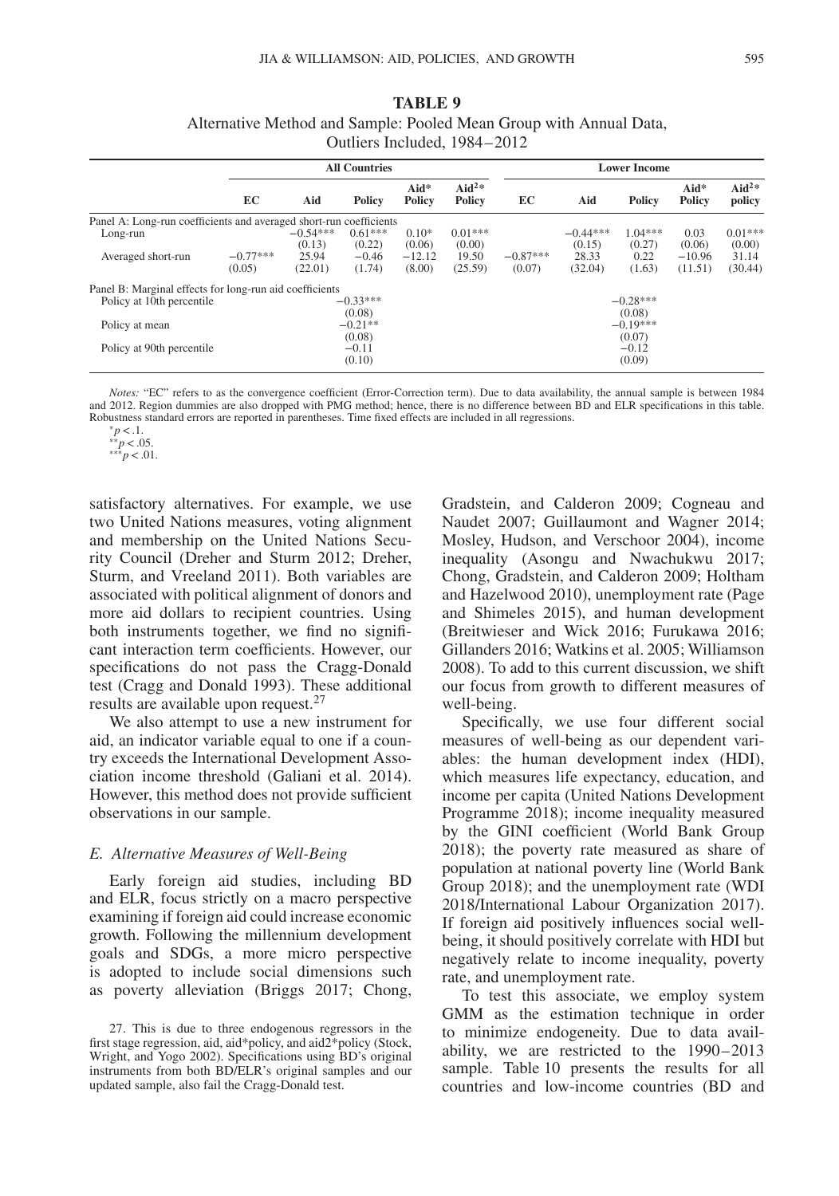**TABLE 9**

Alternative Method and Sample: Pooled Mean Group with Annual Data, Outliers Included, 1984–2012

| | All Countries | | | | | Lower Income | | | | |
|---|---|---|---|---|---|---|---|---|---|---|
| | EC | Aid | Policy | Aid* Policy | Aid$^2$* Policy | EC | Aid | Policy | Aid* Policy | Aid$^2$* policy |
| Panel A: Long-run coefficients and averaged short-run coefficients | | | | | | | | | | |
| Long-run | | −0.54*** | 0.61*** | 0.10* | 0.01*** | | −0.44*** | 1.04*** | 0.03 | 0.01*** |
| | | (0.13) | (0.22) | (0.06) | (0.00) | | (0.15) | (0.27) | (0.06) | (0.00) |
| Averaged short-run | −0.77*** | 25.94 | −0.46 | −12.12 | 19.50 | −0.87*** | 28.33 | 0.22 | −10.96 | 31.14 |
| | (0.05) | (22.01) | (1.74) | (8.00) | (25.59) | (0.07) | (32.04) | (1.63) | (11.51) | (30.44) |
| Panel B: Marginal effects for long-run aid coefficients | | | | | | | | | | |
| Policy at 10th percentile | | | −0.33*** | | | | | −0.28*** | | |
| | | | (0.08) | | | | | (0.08) | | |
| Policy at mean | | | −0.21** | | | | | −0.19*** | | |
| | | | (0.08) | | | | | (0.07) | | |
| Policy at 90th percentile | | | −0.11 | | | | | −0.12 | | |
| | | | (0.10) | | | | | (0.09) | | |

*Notes:* "EC" refers to as the convergence coefficient (Error-Correction term). Due to data availability, the annual sample is between 1984 and 2012. Region dummies are also dropped with PMG method; hence, there is no difference between BD and ELR specifications in this table. Robustness standard errors are reported in parentheses. Time fixed effects are included in all regressions.

*$p < .1$.
**$p < .05$.
***$p < .01$.

satisfactory alternatives. For example, we use two United Nations measures, voting alignment and membership on the United Nations Security Council (Dreher and Sturm 2012; Dreher, Sturm, and Vreeland 2011). Both variables are associated with political alignment of donors and more aid dollars to recipient countries. Using both instruments together, we find no significant interaction term coefficients. However, our specifications do not pass the Cragg-Donald test (Cragg and Donald 1993). These additional results are available upon request.[27]

We also attempt to use a new instrument for aid, an indicator variable equal to one if a country exceeds the International Development Association income threshold (Galiani et al. 2014). However, this method does not provide sufficient observations in our sample.

### *E. Alternative Measures of Well-Being*

Early foreign aid studies, including BD and ELR, focus strictly on a macro perspective examining if foreign aid could increase economic growth. Following the millennium development goals and SDGs, a more micro perspective is adopted to include social dimensions such as poverty alleviation (Briggs 2017; Chong, Gradstein, and Calderon 2009; Cogneau and Naudet 2007; Guillaumont and Wagner 2014; Mosley, Hudson, and Verschoor 2004), income inequality (Asongu and Nwachukwu 2017; Chong, Gradstein, and Calderon 2009; Holtham and Hazelwood 2010), unemployment rate (Page and Shimeles 2015), and human development (Breitwieser and Wick 2016; Furukawa 2016; Gillanders 2016; Watkins et al. 2005; Williamson 2008). To add to this current discussion, we shift our focus from growth to different measures of well-being.

Specifically, we use four different social measures of well-being as our dependent variables: the human development index (HDI), which measures life expectancy, education, and income per capita (United Nations Development Programme 2018); income inequality measured by the GINI coefficient (World Bank Group 2018); the poverty rate measured as share of population at national poverty line (World Bank Group 2018); and the unemployment rate (WDI 2018/International Labour Organization 2017). If foreign aid positively influences social well-being, it should positively correlate with HDI but negatively relate to income inequality, poverty rate, and unemployment rate.

To test this associate, we employ system GMM as the estimation technique in order to minimize endogeneity. Due to data availability, we are restricted to the 1990–2013 sample. Table 10 presents the results for all countries and low-income countries (BD and

27. This is due to three endogenous regressors in the first stage regression, aid, aid*policy, and aid2*policy (Stock, Wright, and Yogo 2002). Specifications using BD's original instruments from both BD/ELR's original samples and our updated sample, also fail the Cragg-Donald test.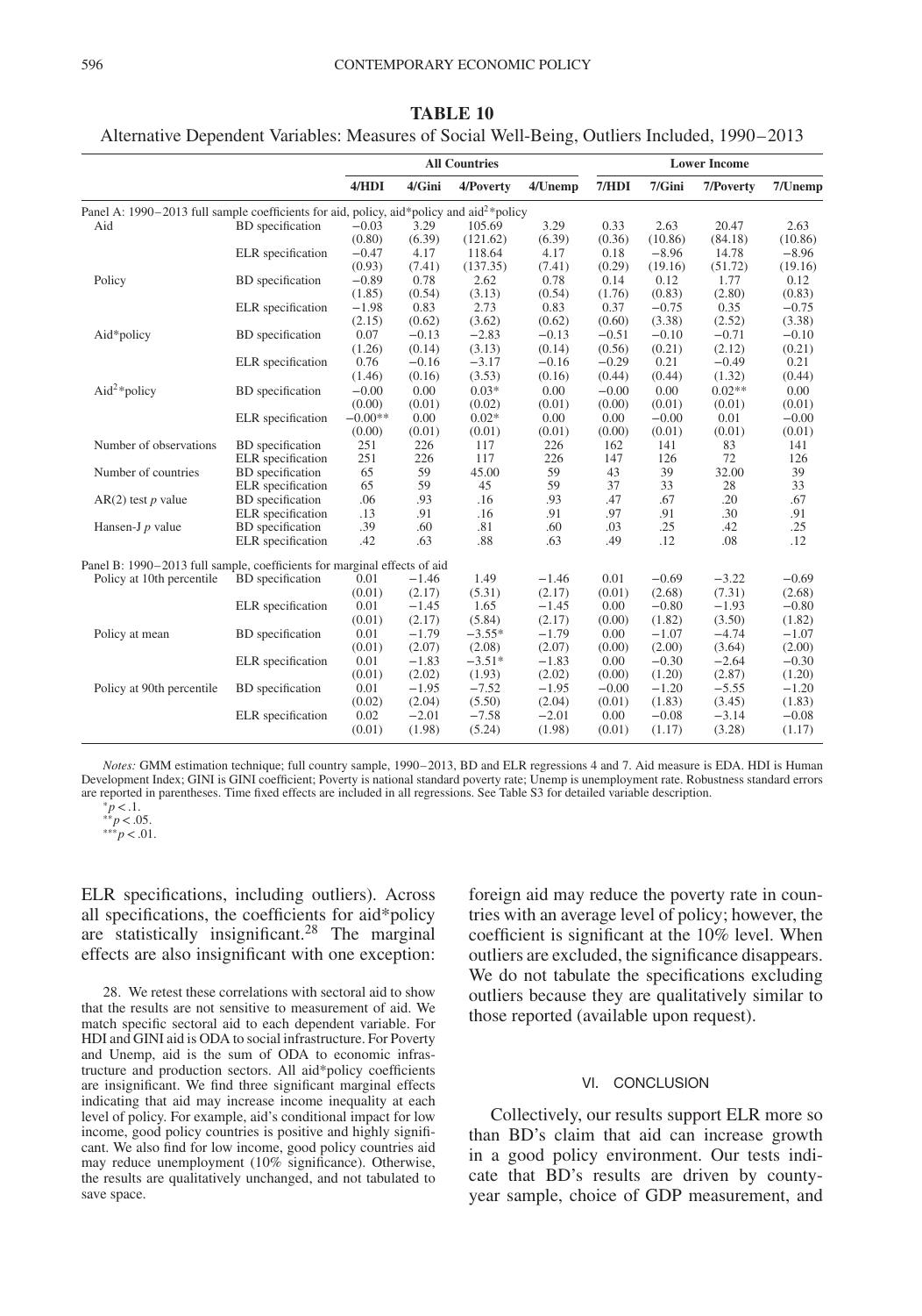**TABLE 10**

Alternative Dependent Variables: Measures of Social Well-Being, Outliers Included, 1990–2013

| | | All Countries | | | | Lower Income | | | |
|---|---|---|---|---|---|---|---|---|---|
| | | 4/HDI | 4/Gini | 4/Poverty | 4/Unemp | 7/HDI | 7/Gini | 7/Poverty | 7/Unemp |
| Panel A: 1990–2013 full sample coefficients for aid, policy, aid*policy and aid$^2$*policy | | | | | | | | | |
| Aid | BD specification | −0.03 | 3.29 | 105.69 | 3.29 | 0.33 | 2.63 | 20.47 | 2.63 |
| | | (0.80) | (6.39) | (121.62) | (6.39) | (0.36) | (10.86) | (84.18) | (10.86) |
| | ELR specification | −0.47 | 4.17 | 118.64 | 4.17 | 0.18 | −8.96 | 14.78 | −8.96 |
| | | (0.93) | (7.41) | (137.35) | (7.41) | (0.29) | (19.16) | (51.72) | (19.16) |
| Policy | BD specification | −0.89 | 0.78 | 2.62 | 0.78 | 0.14 | 0.12 | 1.77 | 0.12 |
| | | (1.85) | (0.54) | (3.13) | (0.54) | (1.76) | (0.83) | (2.80) | (0.83) |
| | ELR specification | −1.98 | 0.83 | 2.73 | 0.83 | 0.37 | −0.75 | 0.35 | −0.75 |
| | | (2.15) | (0.62) | (3.62) | (0.62) | (0.60) | (3.38) | (2.52) | (3.38) |
| Aid*policy | BD specification | 0.07 | −0.13 | −2.83 | −0.13 | −0.51 | −0.10 | −0.71 | −0.10 |
| | | (1.26) | (0.14) | (3.13) | (0.14) | (0.56) | (0.21) | (2.12) | (0.21) |
| | ELR specification | 0.76 | −0.16 | −3.17 | −0.16 | −0.29 | 0.21 | −0.49 | 0.21 |
| | | (1.46) | (0.16) | (3.53) | (0.16) | (0.44) | (0.44) | (1.32) | (0.44) |
| Aid$^2$*policy | BD specification | −0.00 | 0.00 | 0.03* | 0.00 | −0.00 | 0.00 | 0.02** | 0.00 |
| | | (0.00) | (0.01) | (0.02) | (0.01) | (0.00) | (0.01) | (0.01) | (0.01) |
| | ELR specification | −0.00** | 0.00 | 0.02* | 0.00 | 0.00 | −0.00 | 0.01 | −0.00 |
| | | (0.00) | (0.01) | (0.01) | (0.01) | (0.00) | (0.01) | (0.01) | (0.01) |
| Number of observations | BD specification | 251 | 226 | 117 | 226 | 162 | 141 | 83 | 141 |
| | ELR specification | 251 | 226 | 117 | 226 | 147 | 126 | 72 | 126 |
| Number of countries | BD specification | 65 | 59 | 45.00 | 59 | 43 | 39 | 32.00 | 39 |
| | ELR specification | 65 | 59 | 45 | 59 | 37 | 33 | 28 | 33 |
| AR(2) test $p$ value | BD specification | .06 | .93 | .16 | .93 | .47 | .67 | .20 | .67 |
| | ELR specification | .13 | .91 | .16 | .91 | .97 | .91 | .30 | .91 |
| Hansen-J $p$ value | BD specification | .39 | .60 | .81 | .60 | .03 | .25 | .42 | .25 |
| | ELR specification | .42 | .63 | .88 | .63 | .49 | .12 | .08 | .12 |
| Panel B: 1990–2013 full sample, coefficients for marginal effects of aid | | | | | | | | | |
| Policy at 10th percentile | BD specification | 0.01 | −1.46 | 1.49 | −1.46 | 0.01 | −0.69 | −3.22 | −0.69 |
| | | (0.01) | (2.17) | (5.31) | (2.17) | (0.01) | (2.68) | (7.31) | (2.68) |
| | ELR specification | 0.01 | −1.45 | 1.65 | −1.45 | 0.00 | −0.80 | −1.93 | −0.80 |
| | | (0.01) | (2.17) | (5.84) | (2.17) | (0.00) | (1.82) | (3.50) | (1.82) |
| Policy at mean | BD specification | 0.01 | −1.79 | −3.55* | −1.79 | 0.00 | −1.07 | −4.74 | −1.07 |
| | | (0.01) | (2.07) | (2.08) | (2.07) | (0.00) | (2.00) | (3.64) | (2.00) |
| | ELR specification | 0.01 | −1.83 | −3.51* | −1.83 | 0.00 | −0.30 | −2.64 | −0.30 |
| | | (0.01) | (2.02) | (1.93) | (2.02) | (0.00) | (1.20) | (2.87) | (1.20) |
| Policy at 90th percentile | BD specification | 0.01 | −1.95 | −7.52 | −1.95 | −0.00 | −1.20 | −5.55 | −1.20 |
| | | (0.02) | (2.04) | (5.50) | (2.04) | (0.01) | (1.83) | (3.45) | (1.83) |
| | ELR specification | 0.02 | −2.01 | −7.58 | −2.01 | 0.00 | −0.08 | −3.14 | −0.08 |
| | | (0.01) | (1.98) | (5.24) | (1.98) | (0.01) | (1.17) | (3.28) | (1.17) |

*Notes:* GMM estimation technique; full country sample, 1990–2013, BD and ELR regressions 4 and 7. Aid measure is EDA. HDI is Human Development Index; GINI is GINI coefficient; Poverty is national standard poverty rate; Unemp is unemployment rate. Robustness standard errors are reported in parentheses. Time fixed effects are included in all regressions. See Table S3 for detailed variable description.

*$p < .1$.

**$p < .05$.

***$p < .01$.

ELR specifications, including outliers). Across all specifications, the coefficients for aid*policy are statistically insignificant.[28] The marginal effects are also insignificant with one exception: foreign aid may reduce the poverty rate in countries with an average level of policy; however, the coefficient is significant at the 10% level. When outliers are excluded, the significance disappears. We do not tabulate the specifications excluding outliers because they are qualitatively similar to those reported (available upon request).

## VI. CONCLUSION

Collectively, our results support ELR more so than BD's claim that aid can increase growth in a good policy environment. Our tests indicate that BD's results are driven by county-year sample, choice of GDP measurement, and

28. We retest these correlations with sectoral aid to show that the results are not sensitive to measurement of aid. We match specific sectoral aid to each dependent variable. For HDI and GINI aid is ODA to social infrastructure. For Poverty and Unemp, aid is the sum of ODA to economic infrastructure and production sectors. All aid*policy coefficients are insignificant. We find three significant marginal effects indicating that aid may increase income inequality at each level of policy. For example, aid's conditional impact for low income, good policy countries is positive and highly significant. We also find for low income, good policy countries aid may reduce unemployment (10% significance). Otherwise, the results are qualitatively unchanged, and not tabulated to save space.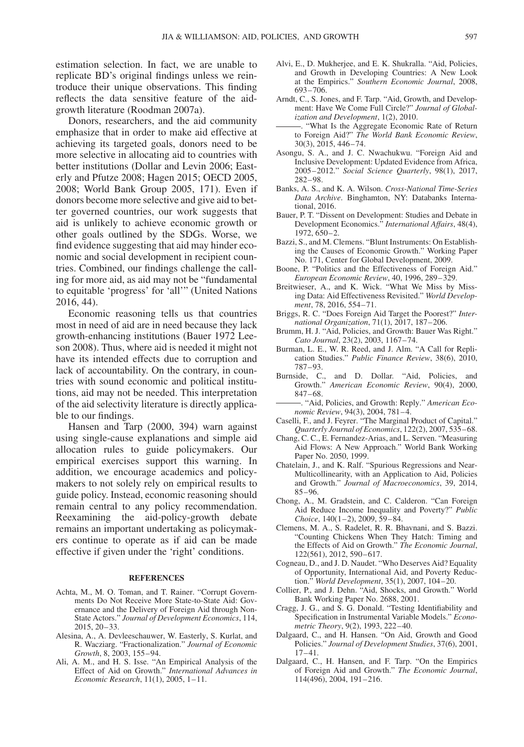estimation selection. In fact, we are unable to replicate BD's original findings unless we reintroduce their unique observations. This finding reflects the data sensitive feature of the aid-growth literature (Roodman 2007a).

Donors, researchers, and the aid community emphasize that in order to make aid effective at achieving its targeted goals, donors need to be more selective in allocating aid to countries with better institutions (Dollar and Levin 2006; Easterly and Pfutze 2008; Hagen 2015; OECD 2005, 2008; World Bank Group 2005, 171). Even if donors become more selective and give aid to better governed countries, our work suggests that aid is unlikely to achieve economic growth or other goals outlined by the SDGs. Worse, we find evidence suggesting that aid may hinder economic and social development in recipient countries. Combined, our findings challenge the calling for more aid, as aid may not be "fundamental to equitable 'progress' for 'all'" (United Nations 2016, 44).

Economic reasoning tells us that countries most in need of aid are in need because they lack growth-enhancing institutions (Bauer 1972 Leeson 2008). Thus, where aid is needed it might not have its intended effects due to corruption and lack of accountability. On the contrary, in countries with sound economic and political institutions, aid may not be needed. This interpretation of the aid selectivity literature is directly applicable to our findings.

Hansen and Tarp (2000, 394) warn against using single-cause explanations and simple aid allocation rules to guide policymakers. Our empirical exercises support this warning. In addition, we encourage academics and policymakers to not solely rely on empirical results to guide policy. Instead, economic reasoning should remain central to any policy recommendation. Reexamining the aid-policy-growth debate remains an important undertaking as policymakers continue to operate as if aid can be made effective if given under the 'right' conditions.

## REFERENCES

- Achta, M., M. O. Toman, and T. Rainer. "Corrupt Governments Do Not Receive More State-to-State Aid: Governance and the Delivery of Foreign Aid through Non-State Actors." *Journal of Development Economics*, 114, 2015, 20–33.
- Alesina, A., A. Devleeschauwer, W. Easterly, S. Kurlat, and R. Wacziarg. "Fractionalization." *Journal of Economic Growth*, 8, 2003, 155–94.
- Ali, A. M., and H. S. Isse. "An Empirical Analysis of the Effect of Aid on Growth." *International Advances in Economic Research*, 11(1), 2005, 1–11.
- Alvi, E., D. Mukherjee, and E. K. Shukralla. "Aid, Policies, and Growth in Developing Countries: A New Look at the Empirics." *Southern Economic Journal*, 2008, 693–706.
- Arndt, C., S. Jones, and F. Tarp. "Aid, Growth, and Development: Have We Come Full Circle?" *Journal of Globalization and Development*, 1(2), 2010.
- ———. "What Is the Aggregate Economic Rate of Return to Foreign Aid?" *The World Bank Economic Review*, 30(3), 2015, 446–74.
- Asongu, S. A., and J. C. Nwachukwu. "Foreign Aid and Inclusive Development: Updated Evidence from Africa, 2005–2012." *Social Science Quarterly*, 98(1), 2017, 282–98.
- Banks, A. S., and K. A. Wilson. *Cross-National Time-Series Data Archive*. Binghamton, NY: Databanks International, 2016.
- Bauer, P. T. "Dissent on Development: Studies and Debate in Development Economics." *International Affairs*, 48(4), 1972, 650–2.
- Bazzi, S., and M. Clemens. "Blunt Instruments: On Establishing the Causes of Economic Growth." Working Paper No. 171, Center for Global Development, 2009.
- Boone, P. "Politics and the Effectiveness of Foreign Aid." *European Economic Review*, 40, 1996, 289–329.
- Breitwieser, A., and K. Wick. "What We Miss by Missing Data: Aid Effectiveness Revisited." *World Development*, 78, 2016, 554–71.
- Briggs, R. C. "Does Foreign Aid Target the Poorest?" *International Organization*, 71(1), 2017, 187–206.
- Brumm, H. J. "Aid, Policies, and Growth: Bauer Was Right." *Cato Journal*, 23(2), 2003, 1167–74.
- Burman, L. E., W. R. Reed, and J. Alm. "A Call for Replication Studies." *Public Finance Review*, 38(6), 2010, 787–93.
- Burnside, C., and D. Dollar. "Aid, Policies, and Growth." *American Economic Review*, 90(4), 2000, 847–68.
- ———. "Aid, Policies, and Growth: Reply." *American Economic Review*, 94(3), 2004, 781–4.
- Caselli, F., and J. Feyrer. "The Marginal Product of Capital." *Quarterly Journal of Economics*, 122(2), 2007, 535–68.
- Chang, C. C., E. Fernandez-Arias, and L. Serven. "Measuring Aid Flows: A New Approach." World Bank Working Paper No. 2050, 1999.
- Chatelain, J., and K. Ralf. "Spurious Regressions and Near-Multicollinearity, with an Application to Aid, Policies and Growth." *Journal of Macroeconomics*, 39, 2014, 85–96.
- Chong, A., M. Gradstein, and C. Calderon. "Can Foreign Aid Reduce Income Inequality and Poverty?" *Public Choice*, 140(1–2), 2009, 59–84.
- Clemens, M. A., S. Radelet, R. R. Bhavnani, and S. Bazzi. "Counting Chickens When They Hatch: Timing and the Effects of Aid on Growth." *The Economic Journal*, 122(561), 2012, 590–617.
- Cogneau, D., and J. D. Naudet. "Who Deserves Aid? Equality of Opportunity, International Aid, and Poverty Reduction." *World Development*, 35(1), 2007, 104–20.
- Collier, P., and J. Dehn. "Aid, Shocks, and Growth." World Bank Working Paper No. 2688, 2001.
- Cragg, J. G., and S. G. Donald. "Testing Identifiability and Specification in Instrumental Variable Models." *Econometric Theory*, 9(2), 1993, 222–40.
- Dalgaard, C., and H. Hansen. "On Aid, Growth and Good Policies." *Journal of Development Studies*, 37(6), 2001, 17–41.
- Dalgaard, C., H. Hansen, and F. Tarp. "On the Empirics of Foreign Aid and Growth." *The Economic Journal*, 114(496), 2004, 191–216.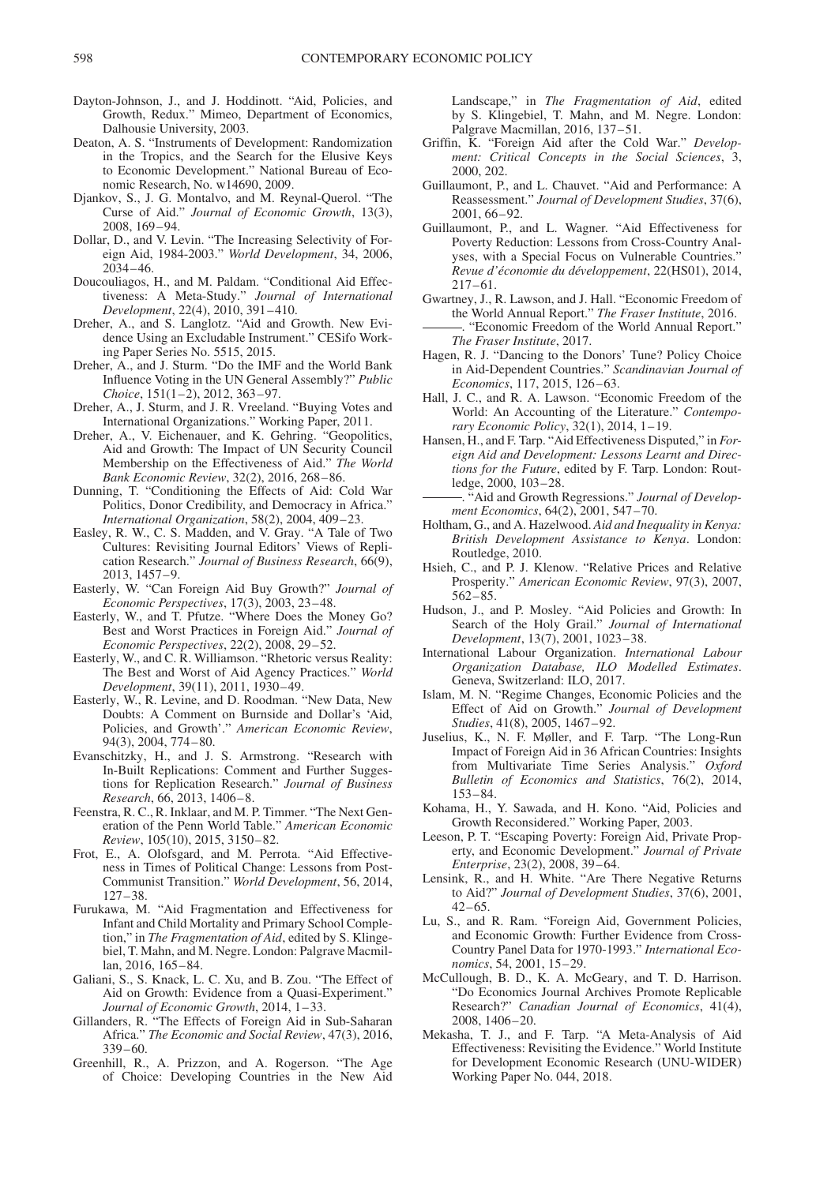Dayton-Johnson, J., and J. Hoddinott. "Aid, Policies, and Growth, Redux." Mimeo, Department of Economics, Dalhousie University, 2003.

Deaton, A. S. "Instruments of Development: Randomization in the Tropics, and the Search for the Elusive Keys to Economic Development." National Bureau of Economic Research, No. w14690, 2009.

Djankov, S., J. G. Montalvo, and M. Reynal-Querol. "The Curse of Aid." *Journal of Economic Growth*, 13(3), 2008, 169–94.

Dollar, D., and V. Levin. "The Increasing Selectivity of Foreign Aid, 1984-2003." *World Development*, 34, 2006, 2034–46.

Doucouliagos, H., and M. Paldam. "Conditional Aid Effectiveness: A Meta-Study." *Journal of International Development*, 22(4), 2010, 391–410.

Dreher, A., and S. Langlotz. "Aid and Growth. New Evidence Using an Excludable Instrument." CESifo Working Paper Series No. 5515, 2015.

Dreher, A., and J. Sturm. "Do the IMF and the World Bank Influence Voting in the UN General Assembly?" *Public Choice*, 151(1–2), 2012, 363–97.

Dreher, A., J. Sturm, and J. R. Vreeland. "Buying Votes and International Organizations." Working Paper, 2011.

Dreher, A., V. Eichenauer, and K. Gehring. "Geopolitics, Aid and Growth: The Impact of UN Security Council Membership on the Effectiveness of Aid." *The World Bank Economic Review*, 32(2), 2016, 268–86.

Dunning, T. "Conditioning the Effects of Aid: Cold War Politics, Donor Credibility, and Democracy in Africa." *International Organization*, 58(2), 2004, 409–23.

Easley, R. W., C. S. Madden, and V. Gray. "A Tale of Two Cultures: Revisiting Journal Editors' Views of Replication Research." *Journal of Business Research*, 66(9), 2013, 1457–9.

Easterly, W. "Can Foreign Aid Buy Growth?" *Journal of Economic Perspectives*, 17(3), 2003, 23–48.

Easterly, W., and T. Pfutze. "Where Does the Money Go? Best and Worst Practices in Foreign Aid." *Journal of Economic Perspectives*, 22(2), 2008, 29–52.

Easterly, W., and C. R. Williamson. "Rhetoric versus Reality: The Best and Worst of Aid Agency Practices." *World Development*, 39(11), 2011, 1930–49.

Easterly, W., R. Levine, and D. Roodman. "New Data, New Doubts: A Comment on Burnside and Dollar's 'Aid, Policies, and Growth'." *American Economic Review*, 94(3), 2004, 774–80.

Evanschitzky, H., and J. S. Armstrong. "Research with In-Built Replications: Comment and Further Suggestions for Replication Research." *Journal of Business Research*, 66, 2013, 1406–8.

Feenstra, R. C., R. Inklaar, and M. P. Timmer. "The Next Generation of the Penn World Table." *American Economic Review*, 105(10), 2015, 3150–82.

Frot, E., A. Olofsgard, and M. Perrota. "Aid Effectiveness in Times of Political Change: Lessons from Post-Communist Transition." *World Development*, 56, 2014, 127–38.

Furukawa, M. "Aid Fragmentation and Effectiveness for Infant and Child Mortality and Primary School Completion," in *The Fragmentation of Aid*, edited by S. Klingebiel, T. Mahn, and M. Negre. London: Palgrave Macmillan, 2016, 165–84.

Galiani, S., S. Knack, L. C. Xu, and B. Zou. "The Effect of Aid on Growth: Evidence from a Quasi-Experiment." *Journal of Economic Growth*, 2014, 1–33.

Gillanders, R. "The Effects of Foreign Aid in Sub-Saharan Africa." *The Economic and Social Review*, 47(3), 2016, 339–60.

Greenhill, R., A. Prizzon, and A. Rogerson. "The Age of Choice: Developing Countries in the New Aid Landscape," in *The Fragmentation of Aid*, edited by S. Klingebiel, T. Mahn, and M. Negre. London: Palgrave Macmillan, 2016, 137–51.

Griffin, K. "Foreign Aid after the Cold War." *Development: Critical Concepts in the Social Sciences*, 3, 2000, 202.

Guillaumont, P., and L. Chauvet. "Aid and Performance: A Reassessment." *Journal of Development Studies*, 37(6), 2001, 66–92.

Guillaumont, P., and L. Wagner. "Aid Effectiveness for Poverty Reduction: Lessons from Cross-Country Analyses, with a Special Focus on Vulnerable Countries." *Revue d'économie du développement*, 22(HS01), 2014, 217–61.

Gwartney, J., R. Lawson, and J. Hall. "Economic Freedom of the World Annual Report." *The Fraser Institute*, 2016.

———. "Economic Freedom of the World Annual Report." *The Fraser Institute*, 2017.

Hagen, R. J. "Dancing to the Donors' Tune? Policy Choice in Aid-Dependent Countries." *Scandinavian Journal of Economics*, 117, 2015, 126–63.

Hall, J. C., and R. A. Lawson. "Economic Freedom of the World: An Accounting of the Literature." *Contemporary Economic Policy*, 32(1), 2014, 1–19.

Hansen, H., and F. Tarp. "Aid Effectiveness Disputed," in *Foreign Aid and Development: Lessons Learnt and Directions for the Future*, edited by F. Tarp. London: Routledge, 2000, 103–28.

———. "Aid and Growth Regressions." *Journal of Development Economics*, 64(2), 2001, 547–70.

Holtham, G., and A. Hazelwood. *Aid and Inequality in Kenya: British Development Assistance to Kenya*. London: Routledge, 2010.

Hsieh, C., and P. J. Klenow. "Relative Prices and Relative Prosperity." *American Economic Review*, 97(3), 2007, 562–85.

Hudson, J., and P. Mosley. "Aid Policies and Growth: In Search of the Holy Grail." *Journal of International Development*, 13(7), 2001, 1023–38.

International Labour Organization. *International Labour Organization Database, ILO Modelled Estimates*. Geneva, Switzerland: ILO, 2017.

Islam, M. N. "Regime Changes, Economic Policies and the Effect of Aid on Growth." *Journal of Development Studies*, 41(8), 2005, 1467–92.

Juselius, K., N. F. Møller, and F. Tarp. "The Long-Run Impact of Foreign Aid in 36 African Countries: Insights from Multivariate Time Series Analysis." *Oxford Bulletin of Economics and Statistics*, 76(2), 2014, 153–84.

Kohama, H., Y. Sawada, and H. Kono. "Aid, Policies and Growth Reconsidered." Working Paper, 2003.

Leeson, P. T. "Escaping Poverty: Foreign Aid, Private Property, and Economic Development." *Journal of Private Enterprise*, 23(2), 2008, 39–64.

Lensink, R., and H. White. "Are There Negative Returns to Aid?" *Journal of Development Studies*, 37(6), 2001, 42–65.

Lu, S., and R. Ram. "Foreign Aid, Government Policies, and Economic Growth: Further Evidence from Cross-Country Panel Data for 1970-1993." *International Economics*, 54, 2001, 15–29.

McCullough, B. D., K. A. McGeary, and T. D. Harrison. "Do Economics Journal Archives Promote Replicable Research?" *Canadian Journal of Economics*, 41(4), 2008, 1406–20.

Mekasha, T. J., and F. Tarp. "A Meta-Analysis of Aid Effectiveness: Revisiting the Evidence." World Institute for Development Economic Research (UNU-WIDER) Working Paper No. 044, 2018.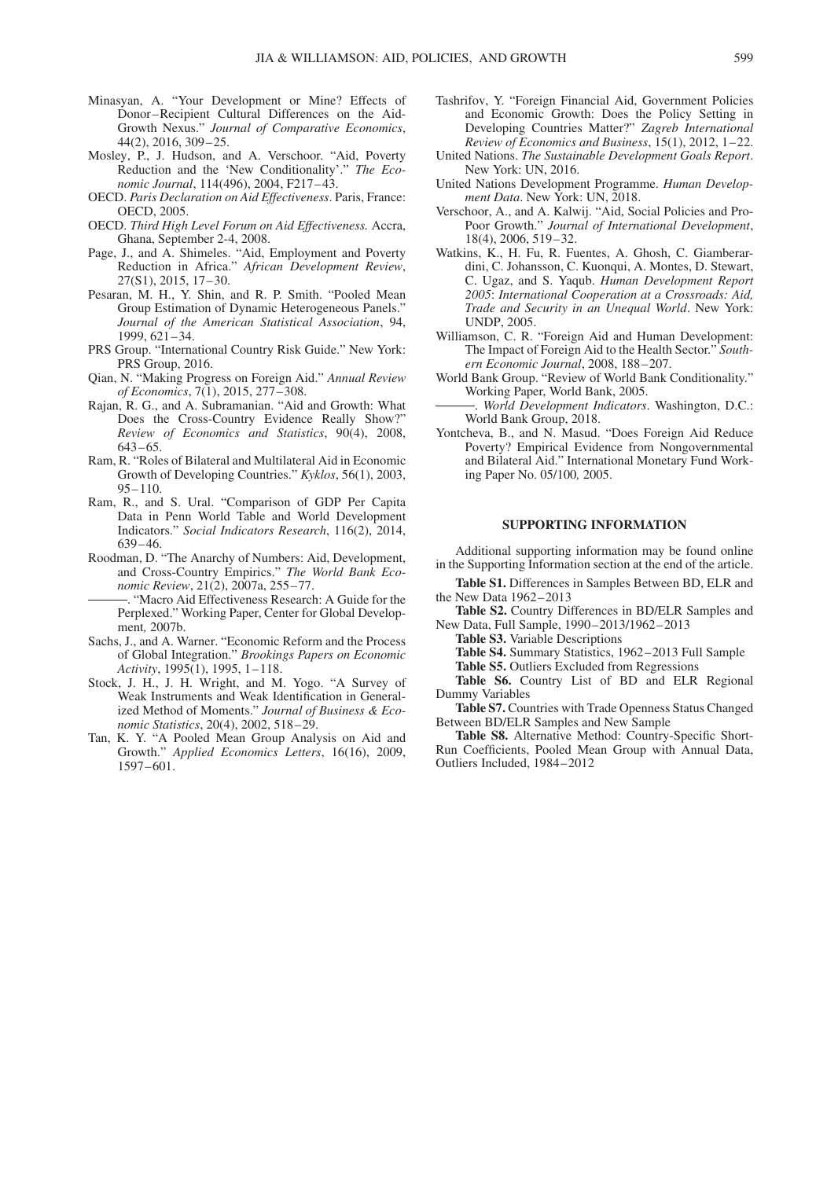Minasyan, A. "Your Development or Mine? Effects of Donor–Recipient Cultural Differences on the Aid-Growth Nexus." *Journal of Comparative Economics*, 44(2), 2016, 309–25.

Mosley, P., J. Hudson, and A. Verschoor. "Aid, Poverty Reduction and the 'New Conditionality'." *The Economic Journal*, 114(496), 2004, F217–43.

OECD. *Paris Declaration on Aid Effectiveness*. Paris, France: OECD, 2005.

OECD. *Third High Level Forum on Aid Effectiveness.* Accra, Ghana, September 2-4, 2008.

Page, J., and A. Shimeles. "Aid, Employment and Poverty Reduction in Africa." *African Development Review*, 27(S1), 2015, 17–30.

Pesaran, M. H., Y. Shin, and R. P. Smith. "Pooled Mean Group Estimation of Dynamic Heterogeneous Panels." *Journal of the American Statistical Association*, 94, 1999, 621–34.

PRS Group. "International Country Risk Guide." New York: PRS Group, 2016.

Qian, N. "Making Progress on Foreign Aid." *Annual Review of Economics*, 7(1), 2015, 277–308.

Rajan, R. G., and A. Subramanian. "Aid and Growth: What Does the Cross-Country Evidence Really Show?" *Review of Economics and Statistics*, 90(4), 2008, 643–65.

Ram, R. "Roles of Bilateral and Multilateral Aid in Economic Growth of Developing Countries." *Kyklos*, 56(1), 2003, 95–110.

Ram, R., and S. Ural. "Comparison of GDP Per Capita Data in Penn World Table and World Development Indicators." *Social Indicators Research*, 116(2), 2014, 639–46.

Roodman, D. "The Anarchy of Numbers: Aid, Development, and Cross-Country Empirics." *The World Bank Economic Review*, 21(2), 2007a, 255–77.

———. "Macro Aid Effectiveness Research: A Guide for the Perplexed." Working Paper, Center for Global Development*,* 2007b.

Sachs, J., and A. Warner. "Economic Reform and the Process of Global Integration." *Brookings Papers on Economic Activity*, 1995(1), 1995, 1–118.

Stock, J. H., J. H. Wright, and M. Yogo. "A Survey of Weak Instruments and Weak Identification in Generalized Method of Moments." *Journal of Business & Economic Statistics*, 20(4), 2002, 518–29.

Tan, K. Y. "A Pooled Mean Group Analysis on Aid and Growth." *Applied Economics Letters*, 16(16), 2009, 1597–601.

Tashrifov, Y. "Foreign Financial Aid, Government Policies and Economic Growth: Does the Policy Setting in Developing Countries Matter?" *Zagreb International Review of Economics and Business*, 15(1), 2012, 1–22.

United Nations. *The Sustainable Development Goals Report*. New York: UN, 2016.

United Nations Development Programme. *Human Development Data*. New York: UN, 2018.

Verschoor, A., and A. Kalwij. "Aid, Social Policies and Pro-Poor Growth." *Journal of International Development*, 18(4), 2006, 519–32.

Watkins, K., H. Fu, R. Fuentes, A. Ghosh, C. Giamberardini, C. Johansson, C. Kuonqui, A. Montes, D. Stewart, C. Ugaz, and S. Yaqub. *Human Development Report 2005*: *International Cooperation at a Crossroads: Aid, Trade and Security in an Unequal World*. New York: UNDP, 2005.

Williamson, C. R. "Foreign Aid and Human Development: The Impact of Foreign Aid to the Health Sector." *Southern Economic Journal*, 2008, 188–207.

World Bank Group. "Review of World Bank Conditionality." Working Paper, World Bank, 2005.

———. *World Development Indicators*. Washington, D.C.: World Bank Group, 2018.

Yontcheva, B., and N. Masud. "Does Foreign Aid Reduce Poverty? Empirical Evidence from Nongovernmental and Bilateral Aid." International Monetary Fund Working Paper No. 05/100*,* 2005.

## SUPPORTING INFORMATION

Additional supporting information may be found online in the Supporting Information section at the end of the article.

**Table S1.** Differences in Samples Between BD, ELR and the New Data 1962–2013

**Table S2.** Country Differences in BD/ELR Samples and New Data, Full Sample, 1990–2013/1962–2013

**Table S3.** Variable Descriptions

**Table S4.** Summary Statistics, 1962–2013 Full Sample

**Table S5.** Outliers Excluded from Regressions

**Table S6.** Country List of BD and ELR Regional Dummy Variables

**Table S7.** Countries with Trade Openness Status Changed Between BD/ELR Samples and New Sample

**Table S8.** Alternative Method: Country-Specific Short-Run Coefficients, Pooled Mean Group with Annual Data, Outliers Included, 1984–2012